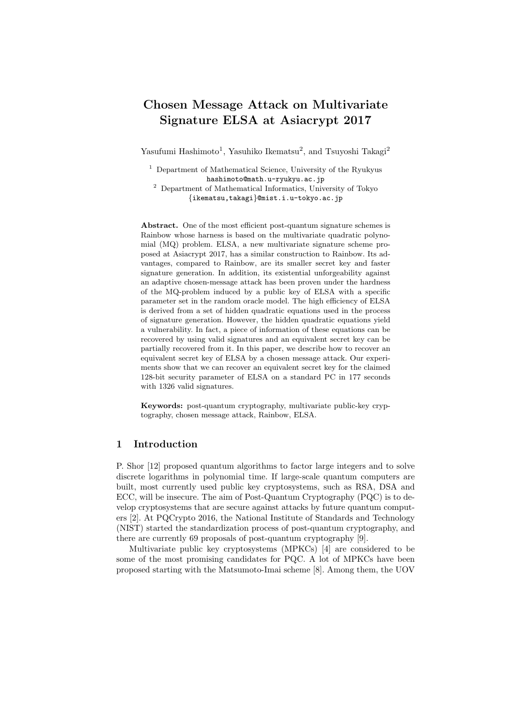# Chosen Message Attack on Multivariate Signature ELSA at Asiacrypt 2017

Yasufumi Hashimoto[1], Yasuhiko Ikematsu[2], and Tsuyoshi Takagi[2]

[1] Department of Mathematical Science, University of the Ryukyus
hashimoto@math.u-ryukyu.ac.jp

[2] Department of Mathematical Informatics, University of Tokyo
{ikematsu,takagi}@mist.i.u-tokyo.ac.jp

**Abstract.** One of the most efficient post-quantum signature schemes is Rainbow whose harness is based on the multivariate quadratic polynomial (MQ) problem. ELSA, a new multivariate signature scheme proposed at Asiacrypt 2017, has a similar construction to Rainbow. Its advantages, compared to Rainbow, are its smaller secret key and faster signature generation. In addition, its existential unforgeability against an adaptive chosen-message attack has been proven under the hardness of the MQ-problem induced by a public key of ELSA with a specific parameter set in the random oracle model. The high efficiency of ELSA is derived from a set of hidden quadratic equations used in the process of signature generation. However, the hidden quadratic equations yield a vulnerability. In fact, a piece of information of these equations can be recovered by using valid signatures and an equivalent secret key can be partially recovered from it. In this paper, we describe how to recover an equivalent secret key of ELSA by a chosen message attack. Our experiments show that we can recover an equivalent secret key for the claimed 128-bit security parameter of ELSA on a standard PC in 177 seconds with 1326 valid signatures.

**Keywords:** post-quantum cryptography, multivariate public-key cryptography, chosen message attack, Rainbow, ELSA.

## 1 Introduction

P. Shor [12] proposed quantum algorithms to factor large integers and to solve discrete logarithms in polynomial time. If large-scale quantum computers are built, most currently used public key cryptosystems, such as RSA, DSA and ECC, will be insecure. The aim of Post-Quantum Cryptography (PQC) is to develop cryptosystems that are secure against attacks by future quantum computers [2]. At PQCrypto 2016, the National Institute of Standards and Technology (NIST) started the standardization process of post-quantum cryptography, and there are currently 69 proposals of post-quantum cryptography [9].

Multivariate public key cryptosystems (MPKCs) [4] are considered to be some of the most promising candidates for PQC. A lot of MPKCs have been proposed starting with the Matsumoto-Imai scheme [8]. Among them, the UOV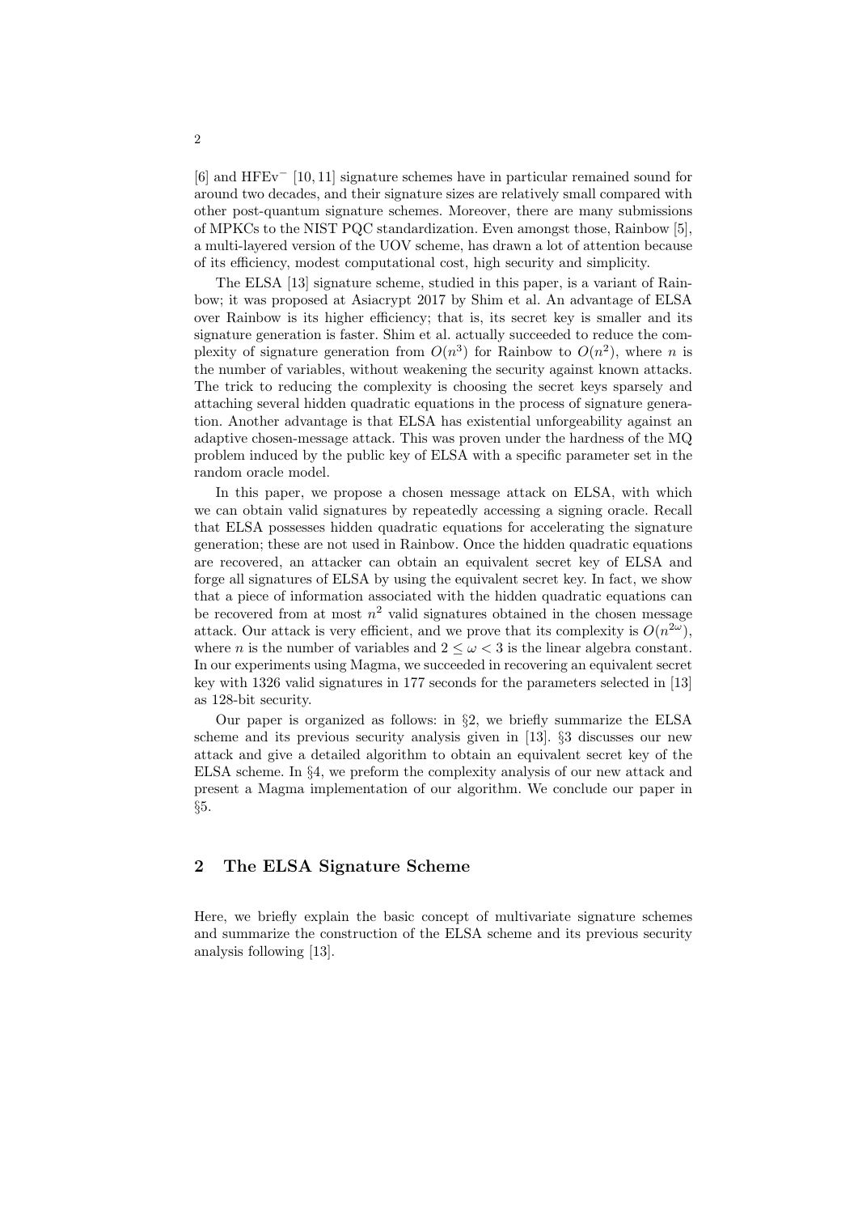[6] and HFEv$^-$ [10, 11] signature schemes have in particular remained sound for around two decades, and their signature sizes are relatively small compared with other post-quantum signature schemes. Moreover, there are many submissions of MPKCs to the NIST PQC standardization. Even amongst those, Rainbow [5], a multi-layered version of the UOV scheme, has drawn a lot of attention because of its efficiency, modest computational cost, high security and simplicity.

The ELSA [13] signature scheme, studied in this paper, is a variant of Rainbow; it was proposed at Asiacrypt 2017 by Shim et al. An advantage of ELSA over Rainbow is its higher efficiency; that is, its secret key is smaller and its signature generation is faster. Shim et al. actually succeeded to reduce the complexity of signature generation from $O(n^3)$ for Rainbow to $O(n^2)$, where $n$ is the number of variables, without weakening the security against known attacks. The trick to reducing the complexity is choosing the secret keys sparsely and attaching several hidden quadratic equations in the process of signature generation. Another advantage is that ELSA has existential unforgeability against an adaptive chosen-message attack. This was proven under the hardness of the MQ problem induced by the public key of ELSA with a specific parameter set in the random oracle model.

In this paper, we propose a chosen message attack on ELSA, with which we can obtain valid signatures by repeatedly accessing a signing oracle. Recall that ELSA possesses hidden quadratic equations for accelerating the signature generation; these are not used in Rainbow. Once the hidden quadratic equations are recovered, an attacker can obtain an equivalent secret key of ELSA and forge all signatures of ELSA by using the equivalent secret key. In fact, we show that a piece of information associated with the hidden quadratic equations can be recovered from at most $n^2$ valid signatures obtained in the chosen message attack. Our attack is very efficient, and we prove that its complexity is $O(n^{2\omega})$, where $n$ is the number of variables and $2 \leq \omega < 3$ is the linear algebra constant. In our experiments using Magma, we succeeded in recovering an equivalent secret key with 1326 valid signatures in 177 seconds for the parameters selected in [13] as 128-bit security.

Our paper is organized as follows: in §2, we briefly summarize the ELSA scheme and its previous security analysis given in [13]. §3 discusses our new attack and give a detailed algorithm to obtain an equivalent secret key of the ELSA scheme. In §4, we preform the complexity analysis of our new attack and present a Magma implementation of our algorithm. We conclude our paper in §5.

## 2 The ELSA Signature Scheme

Here, we briefly explain the basic concept of multivariate signature schemes and summarize the construction of the ELSA scheme and its previous security analysis following [13].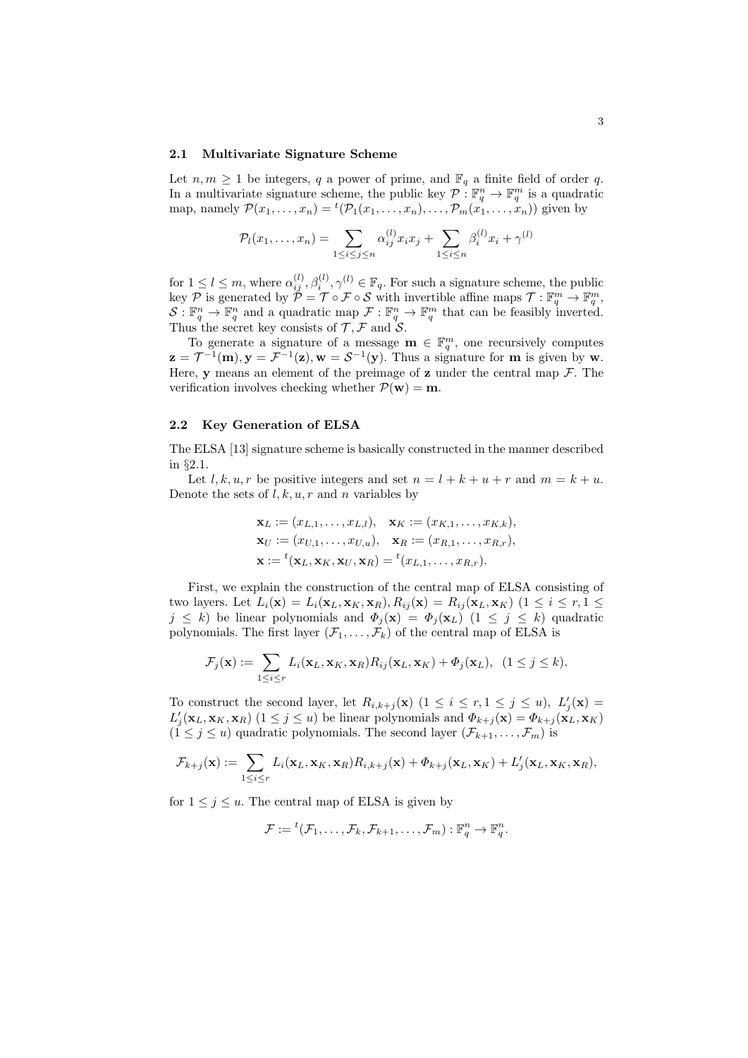### 2.1 Multivariate Signature Scheme

Let $n, m \geq 1$ be integers, $q$ a power of prime, and $\mathbb{F}_q$ a finite field of order $q$. In a multivariate signature scheme, the public key $\mathcal{P} : \mathbb{F}_q^n \to \mathbb{F}_q^m$ is a quadratic map, namely $\mathcal{P}(x_1, \ldots, x_n) = {}^t(\mathcal{P}_1(x_1, \ldots, x_n), \ldots, \mathcal{P}_m(x_1, \ldots, x_n))$ given by

$$\mathcal{P}_l(x_1, \ldots, x_n) = \sum_{1 \leq i \leq j \leq n} \alpha_{ij}^{(l)} x_i x_j + \sum_{1 \leq i \leq n} \beta_i^{(l)} x_i + \gamma^{(l)}$$

for $1 \leq l \leq m$, where $\alpha_{ij}^{(l)}, \beta_i^{(l)}, \gamma^{(l)} \in \mathbb{F}_q$. For such a signature scheme, the public key $\mathcal{P}$ is generated by $\mathcal{P} = \mathcal{T} \circ \mathcal{F} \circ \mathcal{S}$ with invertible affine maps $\mathcal{T} : \mathbb{F}_q^m \to \mathbb{F}_q^m$, $\mathcal{S} : \mathbb{F}_q^n \to \mathbb{F}_q^n$ and a quadratic map $\mathcal{F} : \mathbb{F}_q^n \to \mathbb{F}_q^m$ that can be feasibly inverted. Thus the secret key consists of $\mathcal{T}, \mathcal{F}$ and $\mathcal{S}$.

To generate a signature of a message $\mathbf{m} \in \mathbb{F}_q^m$, one recursively computes $\mathbf{z} = \mathcal{T}^{-1}(\mathbf{m}), \mathbf{y} = \mathcal{F}^{-1}(\mathbf{z}), \mathbf{w} = \mathcal{S}^{-1}(\mathbf{y})$. Thus a signature for $\mathbf{m}$ is given by $\mathbf{w}$. Here, $\mathbf{y}$ means an element of the preimage of $\mathbf{z}$ under the central map $\mathcal{F}$. The verification involves checking whether $\mathcal{P}(\mathbf{w}) = \mathbf{m}$.

### 2.2 Key Generation of ELSA

The ELSA [13] signature scheme is basically constructed in the manner described in §2.1.

Let $l, k, u, r$ be positive integers and set $n = l + k + u + r$ and $m = k + u$. Denote the sets of $l, k, u, r$ and $n$ variables by

$$\begin{aligned}
&\mathbf{x}_L := (x_{L,1}, \ldots, x_{L,l}), \quad \mathbf{x}_K := (x_{K,1}, \ldots, x_{K,k}), \\
&\mathbf{x}_U := (x_{U,1}, \ldots, x_{U,u}), \quad \mathbf{x}_R := (x_{R,1}, \ldots, x_{R,r}), \\
&\mathbf{x} := {}^t(\mathbf{x}_L, \mathbf{x}_K, \mathbf{x}_U, \mathbf{x}_R) = {}^t(x_{L,1}, \ldots, x_{R,r}).
\end{aligned}$$

First, we explain the construction of the central map of ELSA consisting of two layers. Let $L_i(\mathbf{x}) = L_i(\mathbf{x}_L, \mathbf{x}_K, \mathbf{x}_R), R_{ij}(\mathbf{x}) = R_{ij}(\mathbf{x}_L, \mathbf{x}_K)$ $(1 \leq i \leq r, 1 \leq j \leq k)$ be linear polynomials and $\Phi_j(\mathbf{x}) = \Phi_j(\mathbf{x}_L)$ $(1 \leq j \leq k)$ quadratic polynomials. The first layer $(\mathcal{F}_1, \ldots, \mathcal{F}_k)$ of the central map of ELSA is

$$\mathcal{F}_j(\mathbf{x}) := \sum_{1 \leq i \leq r} L_i(\mathbf{x}_L, \mathbf{x}_K, \mathbf{x}_R) R_{ij}(\mathbf{x}_L, \mathbf{x}_K) + \Phi_j(\mathbf{x}_L), \quad (1 \leq j \leq k).$$

To construct the second layer, let $R_{i,k+j}(\mathbf{x})$ $(1 \leq i \leq r, 1 \leq j \leq u)$, $L'_j(\mathbf{x}) = L'_j(\mathbf{x}_L, \mathbf{x}_K, \mathbf{x}_R)$ $(1 \leq j \leq u)$ be linear polynomials and $\Phi_{k+j}(\mathbf{x}) = \Phi_{k+j}(\mathbf{x}_L, \mathbf{x}_K)$ $(1 \leq j \leq u)$ quadratic polynomials. The second layer $(\mathcal{F}_{k+1}, \ldots, \mathcal{F}_m)$ is

$$\mathcal{F}_{k+j}(\mathbf{x}) := \sum_{1 \leq i \leq r} L_i(\mathbf{x}_L, \mathbf{x}_K, \mathbf{x}_R) R_{i,k+j}(\mathbf{x}) + \Phi_{k+j}(\mathbf{x}_L, \mathbf{x}_K) + L'_j(\mathbf{x}_L, \mathbf{x}_K, \mathbf{x}_R),$$

for $1 \leq j \leq u$. The central map of ELSA is given by

$$\mathcal{F} := {}^t(\mathcal{F}_1, \ldots, \mathcal{F}_k, \mathcal{F}_{k+1}, \ldots, \mathcal{F}_m) : \mathbb{F}_q^n \to \mathbb{F}_q^n.$$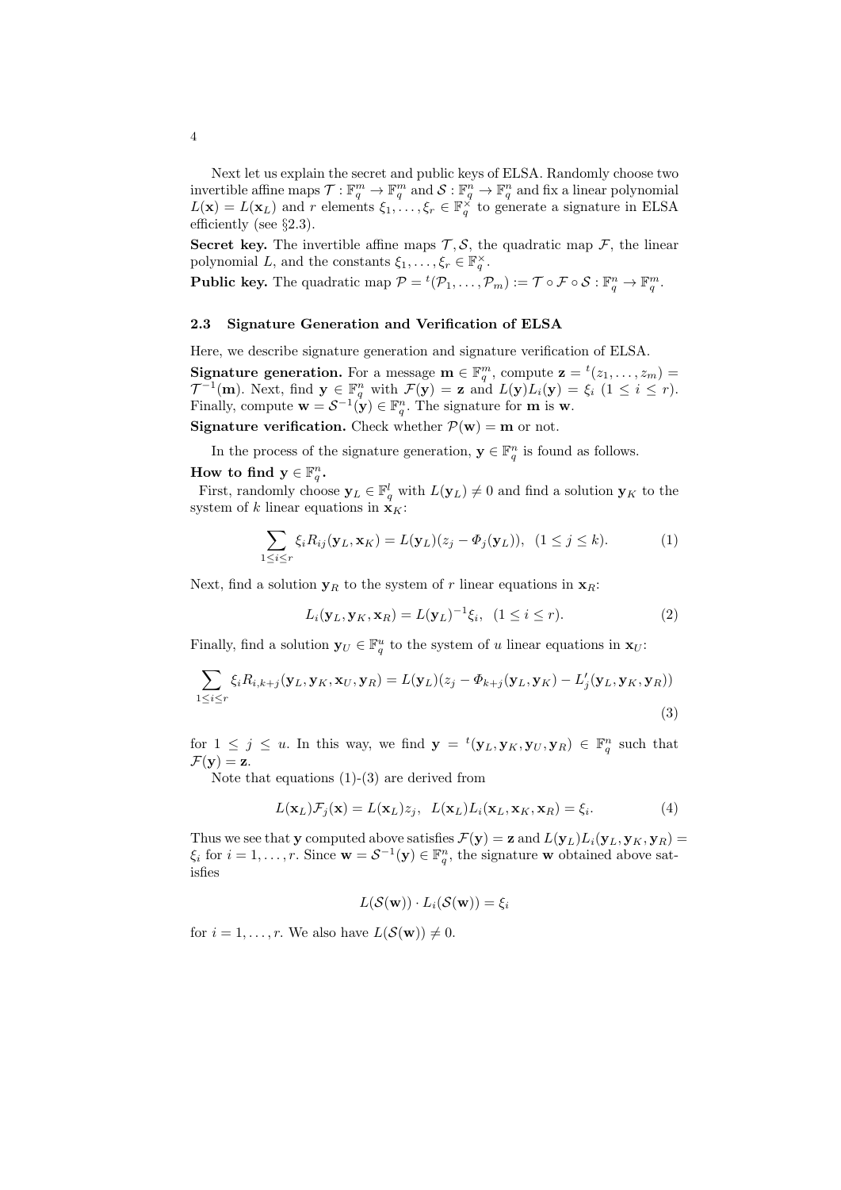Next let us explain the secret and public keys of ELSA. Randomly choose two invertible affine maps $\mathcal{T} : \mathbb{F}_q^m \to \mathbb{F}_q^m$ and $\mathcal{S} : \mathbb{F}_q^n \to \mathbb{F}_q^n$ and fix a linear polynomial $L(\mathbf{x}) = L(\mathbf{x}_L)$ and $r$ elements $\xi_1, \dots, \xi_r \in \mathbb{F}_q^\times$ to generate a signature in ELSA efficiently (see §2.3).

**Secret key.** The invertible affine maps $\mathcal{T}, \mathcal{S}$, the quadratic map $\mathcal{F}$, the linear polynomial $L$, and the constants $\xi_1, \dots, \xi_r \in \mathbb{F}_q^\times$.

**Public key.** The quadratic map $\mathcal{P} = {}^t(\mathcal{P}_1, \dots, \mathcal{P}_m) := \mathcal{T} \circ \mathcal{F} \circ \mathcal{S} : \mathbb{F}_q^n \to \mathbb{F}_q^m$.

### 2.3 Signature Generation and Verification of ELSA

Here, we describe signature generation and signature verification of ELSA.

**Signature generation.** For a message $\mathbf{m} \in \mathbb{F}_q^m$, compute $\mathbf{z} = {}^t(z_1, \dots, z_m) = \mathcal{T}^{-1}(\mathbf{m})$. Next, find $\mathbf{y} \in \mathbb{F}_q^n$ with $\mathcal{F}(\mathbf{y}) = \mathbf{z}$ and $L(\mathbf{y})L_i(\mathbf{y}) = \xi_i$ $(1 \le i \le r)$. Finally, compute $\mathbf{w} = \mathcal{S}^{-1}(\mathbf{y}) \in \mathbb{F}_q^n$. The signature for $\mathbf{m}$ is $\mathbf{w}$.

**Signature verification.** Check whether $\mathcal{P}(\mathbf{w}) = \mathbf{m}$ or not.

In the process of the signature generation, $\mathbf{y} \in \mathbb{F}_q^n$ is found as follows.

**How to find $\mathbf{y} \in \mathbb{F}_q^n$.**

First, randomly choose $\mathbf{y}_L \in \mathbb{F}_q^l$ with $L(\mathbf{y}_L) \neq 0$ and find a solution $\mathbf{y}_K$ to the system of $k$ linear equations in $\mathbf{x}_K$:

$$\sum_{1 \le i \le r} \xi_i R_{ij}(\mathbf{y}_L, \mathbf{x}_K) = L(\mathbf{y}_L)(z_j - \Phi_j(\mathbf{y}_L)), \quad (1 \le j \le k). \tag{1}$$

Next, find a solution $\mathbf{y}_R$ to the system of $r$ linear equations in $\mathbf{x}_R$:

$$L_i(\mathbf{y}_L, \mathbf{y}_K, \mathbf{x}_R) = L(\mathbf{y}_L)^{-1}\xi_i, \quad (1 \le i \le r). \tag{2}$$

Finally, find a solution $\mathbf{y}_U \in \mathbb{F}_q^u$ to the system of $u$ linear equations in $\mathbf{x}_U$:

$$\sum_{1 \le i \le r} \xi_i R_{i,k+j}(\mathbf{y}_L, \mathbf{y}_K, \mathbf{x}_U, \mathbf{y}_R) = L(\mathbf{y}_L)(z_j - \Phi_{k+j}(\mathbf{y}_L, \mathbf{y}_K) - L'_j(\mathbf{y}_L, \mathbf{y}_K, \mathbf{y}_R)) \tag{3}$$

for $1 \le j \le u$. In this way, we find $\mathbf{y} = {}^t(\mathbf{y}_L, \mathbf{y}_K, \mathbf{y}_U, \mathbf{y}_R) \in \mathbb{F}_q^n$ such that $\mathcal{F}(\mathbf{y}) = \mathbf{z}$.

Note that equations (1)-(3) are derived from

$$L(\mathbf{x}_L)\mathcal{F}_j(\mathbf{x}) = L(\mathbf{x}_L)z_j, \quad L(\mathbf{x}_L)L_i(\mathbf{x}_L, \mathbf{x}_K, \mathbf{x}_R) = \xi_i. \tag{4}$$

Thus we see that $\mathbf{y}$ computed above satisfies $\mathcal{F}(\mathbf{y}) = \mathbf{z}$ and $L(\mathbf{y}_L)L_i(\mathbf{y}_L, \mathbf{y}_K, \mathbf{y}_R) = \xi_i$ for $i = 1, \dots, r$. Since $\mathbf{w} = \mathcal{S}^{-1}(\mathbf{y}) \in \mathbb{F}_q^n$, the signature $\mathbf{w}$ obtained above satisfies

$$L(\mathcal{S}(\mathbf{w})) \cdot L_i(\mathcal{S}(\mathbf{w})) = \xi_i$$

for $i = 1, \dots, r$. We also have $L(\mathcal{S}(\mathbf{w})) \neq 0$.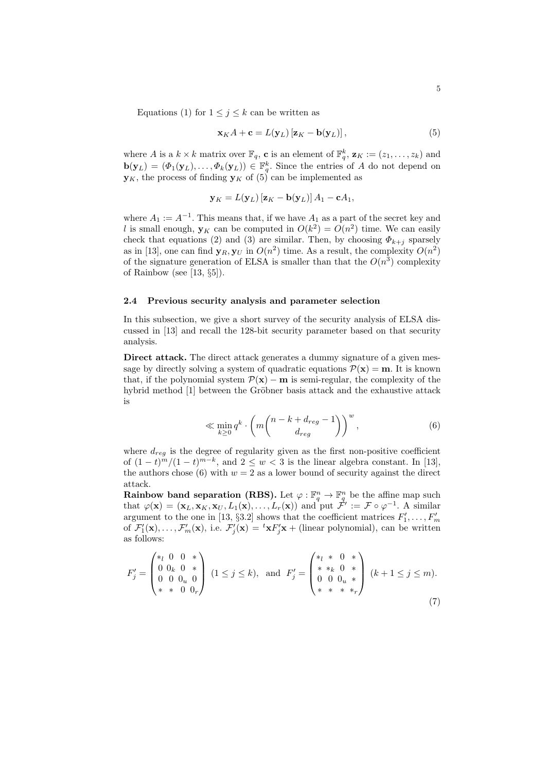Equations (1) for $1 \leq j \leq k$ can be written as

$$\mathbf{x}_K A + \mathbf{c} = L(\mathbf{y}_L)\left[\mathbf{z}_K - \mathbf{b}(\mathbf{y}_L)\right], \tag{5}$$

where $A$ is a $k \times k$ matrix over $\mathbb{F}_q$, $\mathbf{c}$ is an element of $\mathbb{F}_q^k$, $\mathbf{z}_K := (z_1, \ldots, z_k)$ and $\mathbf{b}(\mathbf{y}_L) = (\Phi_1(\mathbf{y}_L), \ldots, \Phi_k(\mathbf{y}_L)) \in \mathbb{F}_q^k$. Since the entries of $A$ do not depend on $\mathbf{y}_K$, the process of finding $\mathbf{y}_K$ of (5) can be implemented as

$$\mathbf{y}_K = L(\mathbf{y}_L)\left[\mathbf{z}_K - \mathbf{b}(\mathbf{y}_L)\right] A_1 - \mathbf{c}A_1,$$

where $A_1 := A^{-1}$. This means that, if we have $A_1$ as a part of the secret key and $l$ is small enough, $\mathbf{y}_K$ can be computed in $O(k^2) = O(n^2)$ time. We can easily check that equations (2) and (3) are similar. Then, by choosing $\Phi_{k+j}$ sparsely as in [13], one can find $\mathbf{y}_R, \mathbf{y}_U$ in $O(n^2)$ time. As a result, the complexity $O(n^2)$ of the signature generation of ELSA is smaller than that the $O(n^3)$ complexity of Rainbow (see [13, §5]).

### 2.4 Previous security analysis and parameter selection

In this subsection, we give a short survey of the security analysis of ELSA discussed in [13] and recall the 128-bit security parameter based on that security analysis.

**Direct attack.** The direct attack generates a dummy signature of a given message by directly solving a system of quadratic equations $\mathcal{P}(\mathbf{x}) = \mathbf{m}$. It is known that, if the polynomial system $\mathcal{P}(\mathbf{x}) - \mathbf{m}$ is semi-regular, the complexity of the hybrid method [1] between the Gröbner basis attack and the exhaustive attack is

$$\ll \min_{k \geq 0} q^k \cdot \left( m \binom{n - k + d_{reg} - 1}{d_{reg}} \right)^w, \tag{6}$$

where $d_{reg}$ is the degree of regularity given as the first non-positive coefficient of $(1-t)^m/(1-t)^{m-k}$, and $2 \leq w < 3$ is the linear algebra constant. In [13], the authors chose (6) with $w = 2$ as a lower bound of security against the direct attack.

**Rainbow band separation (RBS).** Let $\varphi : \mathbb{F}_q^n \to \mathbb{F}_q^n$ be the affine map such that $\varphi(\mathbf{x}) = (\mathbf{x}_L, \mathbf{x}_K, \mathbf{x}_U, L_1(\mathbf{x}), \ldots, L_r(\mathbf{x}))$ and put $\mathcal{F}' := \mathcal{F} \circ \varphi^{-1}$. A similar argument to the one in [13, §3.2] shows that the coefficient matrices $F_1', \ldots, F_m'$ of $\mathcal{F}_1'(\mathbf{x}), \ldots, \mathcal{F}_m'(\mathbf{x})$, i.e. $\mathcal{F}_j'(\mathbf{x}) = {}^t\mathbf{x}F_j'\mathbf{x} +$ (linear polynomial), can be written as follows:

$$F_j' = \begin{pmatrix} *_l & 0 & 0 & * \\ 0 & 0_k & 0 & * \\ 0 & 0 & 0_u & 0 \\ * & * & 0 & 0_r \end{pmatrix} \ (1 \leq j \leq k), \quad \text{and} \quad F_j' = \begin{pmatrix} *_l & * & 0 & * \\ * & *_k & 0 & * \\ 0 & 0 & 0_u & * \\ * & * & * & *_r \end{pmatrix} \ (k+1 \leq j \leq m). \tag{7}$$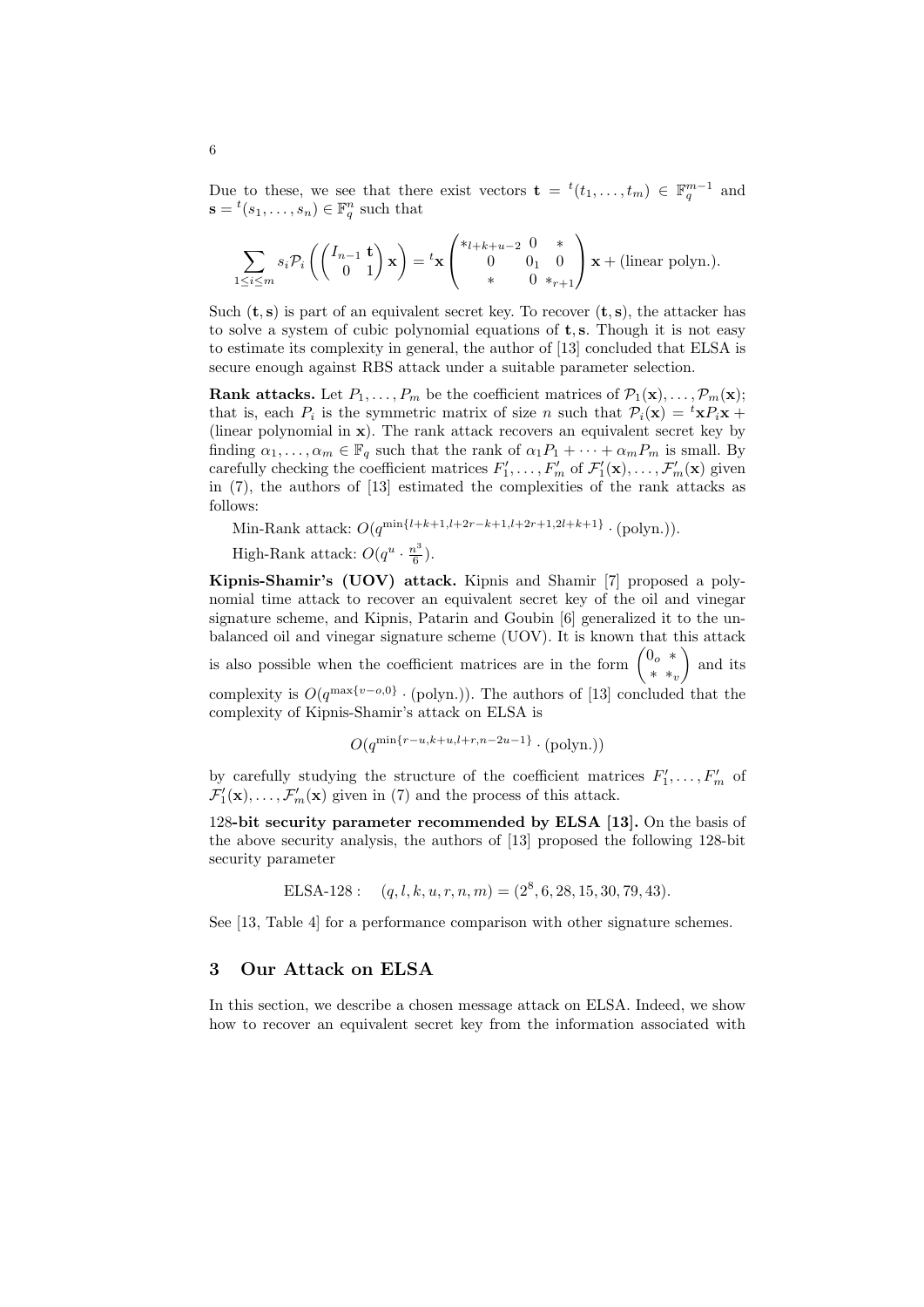Due to these, we see that there exist vectors $\mathbf{t} = {}^t(t_1, \ldots, t_m) \in \mathbb{F}_q^{m-1}$ and $\mathbf{s} = {}^t(s_1, \ldots, s_n) \in \mathbb{F}_q^n$ such that

$$\sum_{1 \le i \le m} s_i \mathcal{P}_i \left( \begin{pmatrix} I_{n-1} & \mathbf{t} \\ 0 & 1 \end{pmatrix} \mathbf{x} \right) = {}^t\mathbf{x} \begin{pmatrix} *_{l+k+u-2} & 0 & * \\ 0 & 0_1 & 0 \\ * & 0 & *_{r+1} \end{pmatrix} \mathbf{x} + \text{(linear polyn.)}.$$

Such $(\mathbf{t}, \mathbf{s})$ is part of an equivalent secret key. To recover $(\mathbf{t}, \mathbf{s})$, the attacker has to solve a system of cubic polynomial equations of $\mathbf{t}, \mathbf{s}$. Though it is not easy to estimate its complexity in general, the author of [13] concluded that ELSA is secure enough against RBS attack under a suitable parameter selection.

**Rank attacks.** Let $P_1, \ldots, P_m$ be the coefficient matrices of $\mathcal{P}_1(\mathbf{x}), \ldots, \mathcal{P}_m(\mathbf{x})$; that is, each $P_i$ is the symmetric matrix of size $n$ such that $\mathcal{P}_i(\mathbf{x}) = {}^t\mathbf{x} P_i \mathbf{x} +$ (linear polynomial in $\mathbf{x}$). The rank attack recovers an equivalent secret key by finding $\alpha_1, \ldots, \alpha_m \in \mathbb{F}_q$ such that the rank of $\alpha_1 P_1 + \cdots + \alpha_m P_m$ is small. By carefully checking the coefficient matrices $F_1', \ldots, F_m'$ of $\mathcal{F}_1'(\mathbf{x}), \ldots, \mathcal{F}_m'(\mathbf{x})$ given in (7), the authors of [13] estimated the complexities of the rank attacks as follows:

Min-Rank attack: $O(q^{\min\{l+k+1, l+2r-k+1, l+2r+1, 2l+k+1\}} \cdot \text{(polyn.)})$.

High-Rank attack: $O(q^u \cdot \frac{n^3}{6})$.

**Kipnis-Shamir's (UOV) attack.** Kipnis and Shamir [7] proposed a polynomial time attack to recover an equivalent secret key of the oil and vinegar signature scheme, and Kipnis, Patarin and Goubin [6] generalized it to the unbalanced oil and vinegar signature scheme (UOV). It is known that this attack is also possible when the coefficient matrices are in the form $\begin{pmatrix} 0_o & * \\ * & *_v \end{pmatrix}$ and its complexity is $O(q^{\max\{v-o,0\}} \cdot \text{(polyn.)})$. The authors of [13] concluded that the complexity of Kipnis-Shamir's attack on ELSA is

$$O(q^{\min\{r-u, k+u, l+r, n-2u-1\}} \cdot \text{(polyn.)})$$

by carefully studying the structure of the coefficient matrices $F_1', \ldots, F_m'$ of $\mathcal{F}_1'(\mathbf{x}), \ldots, \mathcal{F}_m'(\mathbf{x})$ given in (7) and the process of this attack.

**128-bit security parameter recommended by ELSA [13].** On the basis of the above security analysis, the authors of [13] proposed the following 128-bit security parameter

$$\text{ELSA-128}: \quad (q, l, k, u, r, n, m) = (2^8, 6, 28, 15, 30, 79, 43).$$

See [13, Table 4] for a performance comparison with other signature schemes.

## 3 Our Attack on ELSA

In this section, we describe a chosen message attack on ELSA. Indeed, we show how to recover an equivalent secret key from the information associated with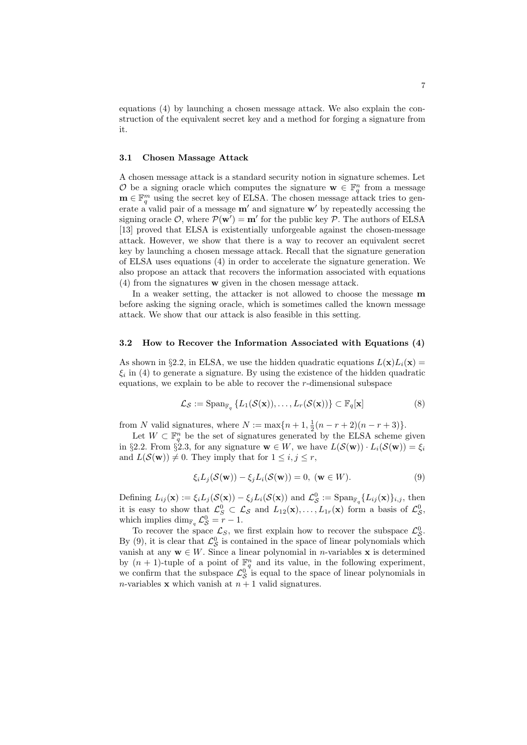equations (4) by launching a chosen message attack. We also explain the construction of the equivalent secret key and a method for forging a signature from it.

### 3.1 Chosen Massage Attack

A chosen message attack is a standard security notion in signature schemes. Let $\mathcal{O}$ be a signing oracle which computes the signature $\mathbf{w} \in \mathbb{F}_q^n$ from a message $\mathbf{m} \in \mathbb{F}_q^m$ using the secret key of ELSA. The chosen message attack tries to generate a valid pair of a message $\mathbf{m}'$ and signature $\mathbf{w}'$ by repeatedly accessing the signing oracle $\mathcal{O}$, where $\mathcal{P}(\mathbf{w}') = \mathbf{m}'$ for the public key $\mathcal{P}$. The authors of ELSA [13] proved that ELSA is existentially unforgeable against the chosen-message attack. However, we show that there is a way to recover an equivalent secret key by launching a chosen message attack. Recall that the signature generation of ELSA uses equations (4) in order to accelerate the signature generation. We also propose an attack that recovers the information associated with equations (4) from the signatures $\mathbf{w}$ given in the chosen message attack.

In a weaker setting, the attacker is not allowed to choose the message $\mathbf{m}$ before asking the signing oracle, which is sometimes called the known message attack. We show that our attack is also feasible in this setting.

### 3.2 How to Recover the Information Associated with Equations (4)

As shown in §2.2, in ELSA, we use the hidden quadratic equations $L(\mathbf{x})L_i(\mathbf{x}) = \xi_i$ in (4) to generate a signature. By using the existence of the hidden quadratic equations, we explain to be able to recover the $r$-dimensional subspace

$$\mathcal{L}_{\mathcal{S}} := \mathrm{Span}_{\mathbb{F}_q} \{L_1(\mathcal{S}(\mathbf{x})), \ldots, L_r(\mathcal{S}(\mathbf{x}))\} \subset \mathbb{F}_q[\mathbf{x}] \tag{8}$$

from $N$ valid signatures, where $N := \max\{n+1, \frac{1}{2}(n-r+2)(n-r+3)\}$.

Let $W \subset \mathbb{F}_q^n$ be the set of signatures generated by the ELSA scheme given in §2.2. From §2.3, for any signature $\mathbf{w} \in W$, we have $L(\mathcal{S}(\mathbf{w})) \cdot L_i(\mathcal{S}(\mathbf{w})) = \xi_i$ and $L(\mathcal{S}(\mathbf{w})) \neq 0$. They imply that for $1 \leq i, j \leq r$,

$$\xi_i L_j(\mathcal{S}(\mathbf{w})) - \xi_j L_i(\mathcal{S}(\mathbf{w})) = 0, \ (\mathbf{w} \in W). \tag{9}$$

Defining $L_{ij}(\mathbf{x}) := \xi_i L_j(\mathcal{S}(\mathbf{x})) - \xi_j L_i(\mathcal{S}(\mathbf{x}))$ and $\mathcal{L}_{\mathcal{S}}^0 := \mathrm{Span}_{\mathbb{F}_q}\{L_{ij}(\mathbf{x})\}_{i,j}$, then it is easy to show that $\mathcal{L}_S^0 \subset \mathcal{L}_{\mathcal{S}}$ and $L_{12}(\mathbf{x}), \ldots, L_{1r}(\mathbf{x})$ form a basis of $\mathcal{L}_{\mathcal{S}}^0$, which implies $\dim_{\mathbb{F}_q} \mathcal{L}_{\mathcal{S}}^0 = r - 1$.

To recover the space $\mathcal{L}_S$, we first explain how to recover the subspace $\mathcal{L}_{\mathcal{S}}^0$. By (9), it is clear that $\mathcal{L}_{\mathcal{S}}^0$ is contained in the space of linear polynomials which vanish at any $\mathbf{w} \in W$. Since a linear polynomial in $n$-variables $\mathbf{x}$ is determined by $(n+1)$-tuple of a point of $\mathbb{F}_q^n$ and its value, in the following experiment, we confirm that the subspace $\mathcal{L}_{\mathcal{S}}^0$ is equal to the space of linear polynomials in $n$-variables $\mathbf{x}$ which vanish at $n+1$ valid signatures.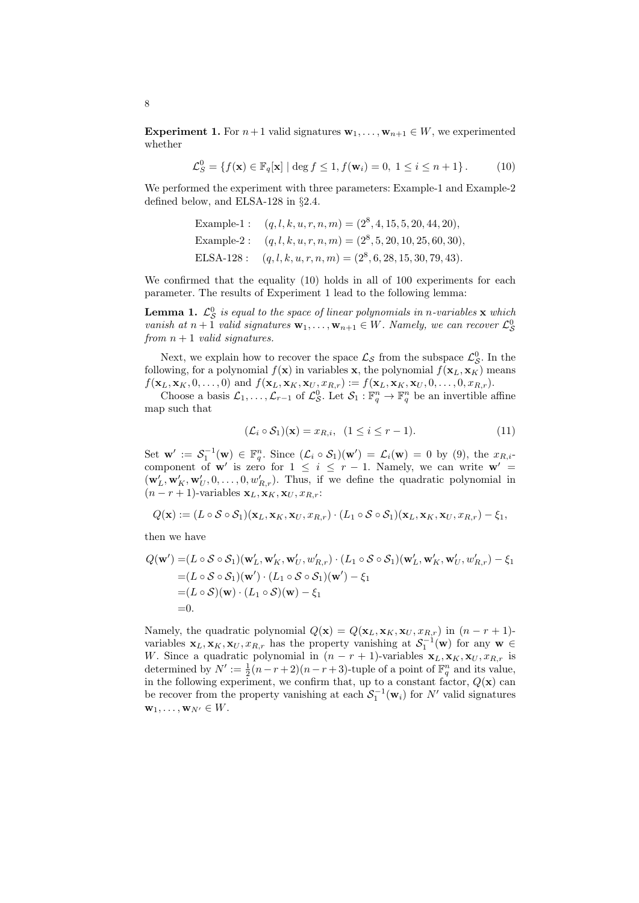**Experiment 1.** For $n+1$ valid signatures $\mathbf{w}_1, \ldots, \mathbf{w}_{n+1} \in W$, we experimented whether

$$\mathcal{L}_S^0 = \{f(\mathbf{x}) \in \mathbb{F}_q[\mathbf{x}] \mid \deg f \leq 1, f(\mathbf{w}_i) = 0, \ 1 \leq i \leq n+1\}. \tag{10}$$

We performed the experiment with three parameters: Example-1 and Example-2 defined below, and ELSA-128 in §2.4.

$$\begin{aligned}
\text{Example-1}: &\quad (q, l, k, u, r, n, m) = (2^8, 4, 15, 5, 20, 44, 20), \\
\text{Example-2}: &\quad (q, l, k, u, r, n, m) = (2^8, 5, 20, 10, 25, 60, 30), \\
\text{ELSA-128}: &\quad (q, l, k, u, r, n, m) = (2^8, 6, 28, 15, 30, 79, 43).
\end{aligned}$$

We confirmed that the equality (10) holds in all of 100 experiments for each parameter. The results of Experiment 1 lead to the following lemma:

**Lemma 1.** *$\mathcal{L}_{\mathcal{S}}^0$ is equal to the space of linear polynomials in $n$-variables $\mathbf{x}$ which vanish at $n+1$ valid signatures $\mathbf{w}_1, \ldots, \mathbf{w}_{n+1} \in W$. Namely, we can recover $\mathcal{L}_{\mathcal{S}}^0$ from $n+1$ valid signatures.*

Next, we explain how to recover the space $\mathcal{L}_{\mathcal{S}}$ from the subspace $\mathcal{L}_{\mathcal{S}}^0$. In the following, for a polynomial $f(\mathbf{x})$ in variables $\mathbf{x}$, the polynomial $f(\mathbf{x}_L, \mathbf{x}_K)$ means $f(\mathbf{x}_L, \mathbf{x}_K, 0, \ldots, 0)$ and $f(\mathbf{x}_L, \mathbf{x}_K, \mathbf{x}_U, x_{R,r}) := f(\mathbf{x}_L, \mathbf{x}_K, \mathbf{x}_U, 0, \ldots, 0, x_{R,r})$.

Choose a basis $\mathcal{L}_1, \ldots, \mathcal{L}_{r-1}$ of $\mathcal{L}_{\mathcal{S}}^0$. Let $\mathcal{S}_1 : \mathbb{F}_q^n \to \mathbb{F}_q^n$ be an invertible affine map such that

$$(\mathcal{L}_i \circ \mathcal{S}_1)(\mathbf{x}) = x_{R,i}, \ \ (1 \leq i \leq r-1). \tag{11}$$

Set $\mathbf{w}' := \mathcal{S}_1^{-1}(\mathbf{w}) \in \mathbb{F}_q^n$. Since $(\mathcal{L}_i \circ \mathcal{S}_1)(\mathbf{w}') = \mathcal{L}_i(\mathbf{w}) = 0$ by (9), the $x_{R,i}$-component of $\mathbf{w}'$ is zero for $1 \leq i \leq r-1$. Namely, we can write $\mathbf{w}' = (\mathbf{w}'_L, \mathbf{w}'_K, \mathbf{w}'_U, 0, \ldots, 0, w'_{R,r})$. Thus, if we define the quadratic polynomial in $(n-r+1)$-variables $\mathbf{x}_L, \mathbf{x}_K, \mathbf{x}_U, x_{R,r}$:

$$Q(\mathbf{x}) := (L \circ \mathcal{S} \circ \mathcal{S}_1)(\mathbf{x}_L, \mathbf{x}_K, \mathbf{x}_U, x_{R,r}) \cdot (L_1 \circ \mathcal{S} \circ \mathcal{S}_1)(\mathbf{x}_L, \mathbf{x}_K, \mathbf{x}_U, x_{R,r}) - \xi_1,$$

then we have

$$\begin{aligned}
Q(\mathbf{w}') =& (L \circ \mathcal{S} \circ \mathcal{S}_1)(\mathbf{w}'_L, \mathbf{w}'_K, \mathbf{w}'_U, w'_{R,r}) \cdot (L_1 \circ \mathcal{S} \circ \mathcal{S}_1)(\mathbf{w}'_L, \mathbf{w}'_K, \mathbf{w}'_U, w'_{R,r}) - \xi_1 \\
=& (L \circ \mathcal{S} \circ \mathcal{S}_1)(\mathbf{w}') \cdot (L_1 \circ \mathcal{S} \circ \mathcal{S}_1)(\mathbf{w}') - \xi_1 \\
=& (L \circ \mathcal{S})(\mathbf{w}) \cdot (L_1 \circ \mathcal{S})(\mathbf{w}) - \xi_1 \\
=& 0.
\end{aligned}$$

Namely, the quadratic polynomial $Q(\mathbf{x}) = Q(\mathbf{x}_L, \mathbf{x}_K, \mathbf{x}_U, x_{R,r})$ in $(n-r+1)$-variables $\mathbf{x}_L, \mathbf{x}_K, \mathbf{x}_U, x_{R,r}$ has the property vanishing at $\mathcal{S}_1^{-1}(\mathbf{w})$ for any $\mathbf{w} \in W$. Since a quadratic polynomial in $(n-r+1)$-variables $\mathbf{x}_L, \mathbf{x}_K, \mathbf{x}_U, x_{R,r}$ is determined by $N' := \frac{1}{2}(n-r+2)(n-r+3)$-tuple of a point of $\mathbb{F}_q^n$ and its value, in the following experiment, we confirm that, up to a constant factor, $Q(\mathbf{x})$ can be recover from the property vanishing at each $\mathcal{S}_1^{-1}(\mathbf{w}_i)$ for $N'$ valid signatures $\mathbf{w}_1, \ldots, \mathbf{w}_{N'} \in W$.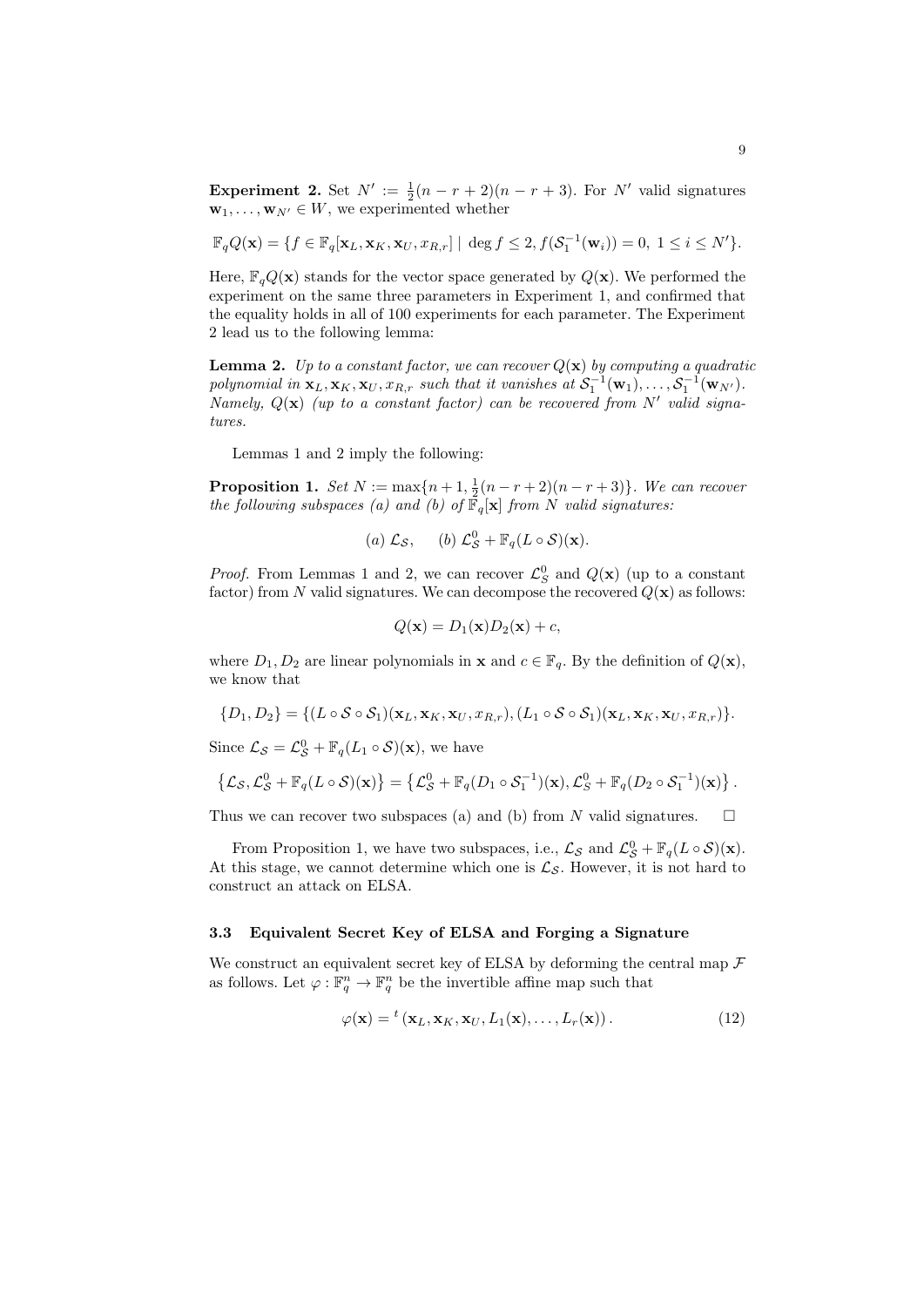**Experiment 2.** Set $N' := \frac{1}{2}(n-r+2)(n-r+3)$. For $N'$ valid signatures $\mathbf{w}_1, \ldots, \mathbf{w}_{N'} \in W$, we experimented whether

$$\mathbb{F}_q Q(\mathbf{x}) = \{f \in \mathbb{F}_q[\mathbf{x}_L, \mathbf{x}_K, \mathbf{x}_U, x_{R,r}] \mid \deg f \leq 2, f(\mathcal{S}_1^{-1}(\mathbf{w}_i)) = 0,\ 1 \leq i \leq N'\}.$$

Here, $\mathbb{F}_q Q(\mathbf{x})$ stands for the vector space generated by $Q(\mathbf{x})$. We performed the experiment on the same three parameters in Experiment 1, and confirmed that the equality holds in all of 100 experiments for each parameter. The Experiment 2 lead us to the following lemma:

**Lemma 2.** *Up to a constant factor, we can recover $Q(\mathbf{x})$ by computing a quadratic polynomial in $\mathbf{x}_L, \mathbf{x}_K, \mathbf{x}_U, x_{R,r}$ such that it vanishes at $\mathcal{S}_1^{-1}(\mathbf{w}_1), \ldots, \mathcal{S}_1^{-1}(\mathbf{w}_{N'})$. Namely, $Q(\mathbf{x})$ (up to a constant factor) can be recovered from $N'$ valid signatures.*

Lemmas 1 and 2 imply the following:

**Proposition 1.** *Set $N := \max\{n+1, \frac{1}{2}(n-r+2)(n-r+3)\}$. We can recover the following subspaces (a) and (b) of $\mathbb{F}_q[\mathbf{x}]$ from $N$ valid signatures:*

$$(a)\ \mathcal{L}_\mathcal{S}, \qquad (b)\ \mathcal{L}_\mathcal{S}^0 + \mathbb{F}_q(L \circ \mathcal{S})(\mathbf{x}).$$

*Proof.* From Lemmas 1 and 2, we can recover $\mathcal{L}_S^0$ and $Q(\mathbf{x})$ (up to a constant factor) from $N$ valid signatures. We can decompose the recovered $Q(\mathbf{x})$ as follows:

$$Q(\mathbf{x}) = D_1(\mathbf{x}) D_2(\mathbf{x}) + c,$$

where $D_1, D_2$ are linear polynomials in $\mathbf{x}$ and $c \in \mathbb{F}_q$. By the definition of $Q(\mathbf{x})$, we know that

$$\{D_1, D_2\} = \{(L \circ \mathcal{S} \circ \mathcal{S}_1)(\mathbf{x}_L, \mathbf{x}_K, \mathbf{x}_U, x_{R,r}), (L_1 \circ \mathcal{S} \circ \mathcal{S}_1)(\mathbf{x}_L, \mathbf{x}_K, \mathbf{x}_U, x_{R,r})\}.$$

Since $\mathcal{L}_\mathcal{S} = \mathcal{L}_\mathcal{S}^0 + \mathbb{F}_q(L_1 \circ \mathcal{S})(\mathbf{x})$, we have

$$\left\{\mathcal{L}_\mathcal{S}, \mathcal{L}_\mathcal{S}^0 + \mathbb{F}_q(L \circ \mathcal{S})(\mathbf{x})\right\} = \left\{\mathcal{L}_\mathcal{S}^0 + \mathbb{F}_q(D_1 \circ \mathcal{S}_1^{-1})(\mathbf{x}), \mathcal{L}_\mathcal{S}^0 + \mathbb{F}_q(D_2 \circ \mathcal{S}_1^{-1})(\mathbf{x})\right\}.$$

Thus we can recover two subspaces (a) and (b) from $N$ valid signatures. $\square$

From Proposition 1, we have two subspaces, i.e., $\mathcal{L}_\mathcal{S}$ and $\mathcal{L}_\mathcal{S}^0 + \mathbb{F}_q(L \circ \mathcal{S})(\mathbf{x})$. At this stage, we cannot determine which one is $\mathcal{L}_\mathcal{S}$. However, it is not hard to construct an attack on ELSA.

### 3.3 Equivalent Secret Key of ELSA and Forging a Signature

We construct an equivalent secret key of ELSA by deforming the central map $\mathcal{F}$ as follows. Let $\varphi : \mathbb{F}_q^n \to \mathbb{F}_q^n$ be the invertible affine map such that

$$\varphi(\mathbf{x}) = {}^t\left(\mathbf{x}_L, \mathbf{x}_K, \mathbf{x}_U, L_1(\mathbf{x}), \ldots, L_r(\mathbf{x})\right). \tag{12}$$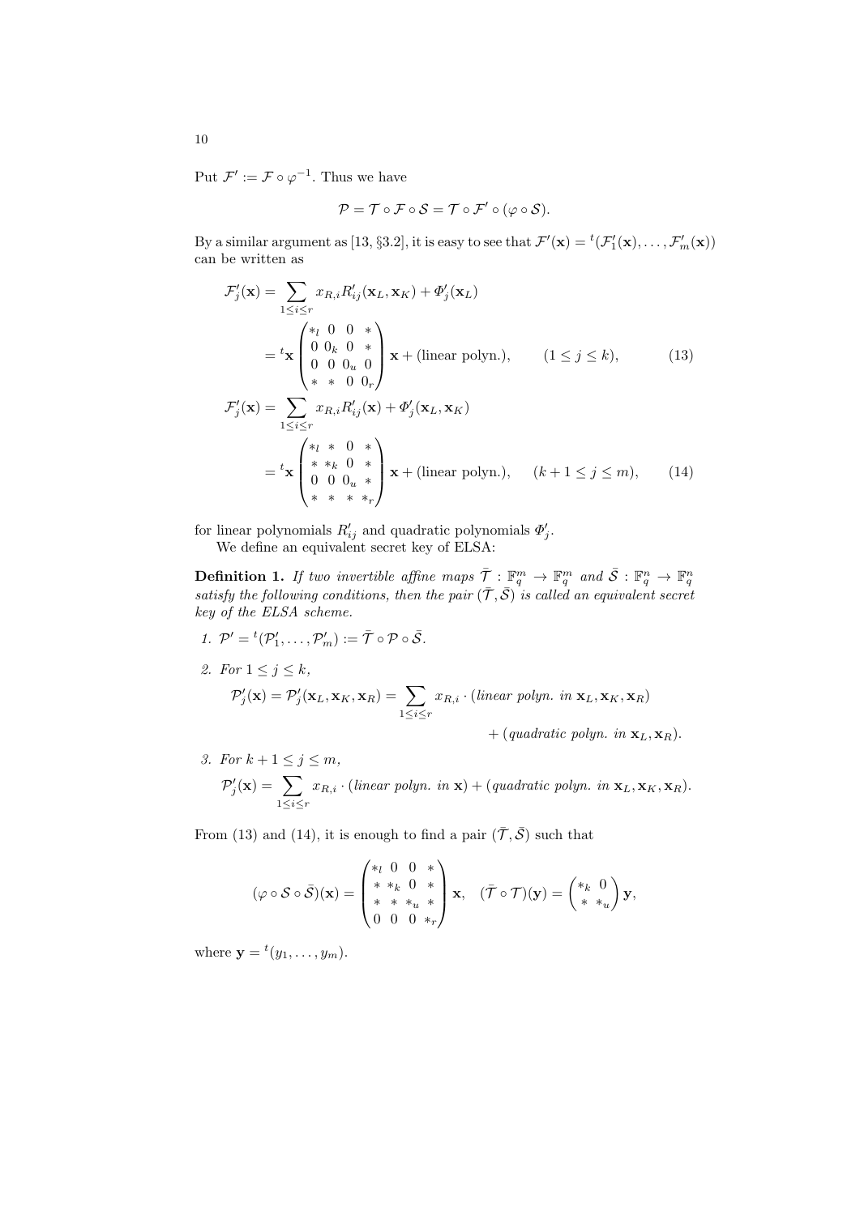Put $\mathcal{F}' := \mathcal{F} \circ \varphi^{-1}$. Thus we have

$$\mathcal{P} = \mathcal{T} \circ \mathcal{F} \circ \mathcal{S} = \mathcal{T} \circ \mathcal{F}' \circ (\varphi \circ \mathcal{S}).$$

By a similar argument as [13, §3.2], it is easy to see that $\mathcal{F}'(\mathbf{x}) = {}^t(\mathcal{F}'_1(\mathbf{x}), \ldots, \mathcal{F}'_m(\mathbf{x}))$ can be written as

$$\begin{aligned}
\mathcal{F}'_j(\mathbf{x}) &= \sum_{1 \le i \le r} x_{R,i} R'_{ij}(\mathbf{x}_L, \mathbf{x}_K) + \Phi'_j(\mathbf{x}_L) \\
&= {}^t\mathbf{x} \begin{pmatrix} *_l & 0 & 0 & * \\ 0 & 0_k & 0 & * \\ 0 & 0 & 0_u & 0 \\ * & * & 0 & 0_r \end{pmatrix} \mathbf{x} + (\text{linear polyn.}), \qquad (1 \le j \le k), \qquad (13) \\
\mathcal{F}'_j(\mathbf{x}) &= \sum_{1 \le i \le r} x_{R,i} R'_{ij}(\mathbf{x}) + \Phi'_j(\mathbf{x}_L, \mathbf{x}_K) \\
&= {}^t\mathbf{x} \begin{pmatrix} *_l & * & 0 & * \\ * & *_k & 0 & * \\ 0 & 0 & 0_u & * \\ * & * & * & *_r \end{pmatrix} \mathbf{x} + (\text{linear polyn.}), \qquad (k+1 \le j \le m), \qquad (14)
\end{aligned}$$

for linear polynomials $R'_{ij}$ and quadratic polynomials $\Phi'_j$.

We define an equivalent secret key of ELSA:

**Definition 1.** *If two invertible affine maps $\bar{\mathcal{T}} : \mathbb{F}_q^m \to \mathbb{F}_q^m$ and $\bar{\mathcal{S}} : \mathbb{F}_q^n \to \mathbb{F}_q^n$ satisfy the following conditions, then the pair $(\bar{\mathcal{T}}, \bar{\mathcal{S}})$ is called an equivalent secret key of the ELSA scheme.*

1. $\mathcal{P}' = {}^t(\mathcal{P}'_1, \ldots, \mathcal{P}'_m) := \bar{\mathcal{T}} \circ \mathcal{P} \circ \bar{\mathcal{S}}$.
2. *For* $1 \le j \le k$,
$$\mathcal{P}'_j(\mathbf{x}) = \mathcal{P}'_j(\mathbf{x}_L, \mathbf{x}_K, \mathbf{x}_R) = \sum_{1 \le i \le r} x_{R,i} \cdot (\textit{linear polyn. in } \mathbf{x}_L, \mathbf{x}_K, \mathbf{x}_R) + (\textit{quadratic polyn. in } \mathbf{x}_L, \mathbf{x}_R).$$
3. *For* $k+1 \le j \le m$,
$$\mathcal{P}'_j(\mathbf{x}) = \sum_{1 \le i \le r} x_{R,i} \cdot (\textit{linear polyn. in } \mathbf{x}) + (\textit{quadratic polyn. in } \mathbf{x}_L, \mathbf{x}_K, \mathbf{x}_R).$$

From (13) and (14), it is enough to find a pair $(\bar{\mathcal{T}}, \bar{\mathcal{S}})$ such that

$$(\varphi \circ \mathcal{S} \circ \bar{\mathcal{S}})(\mathbf{x}) = \begin{pmatrix} *_l & 0 & 0 & * \\ * & *_k & 0 & * \\ * & * & *_u & * \\ 0 & 0 & 0 & *_r \end{pmatrix} \mathbf{x}, \quad (\bar{\mathcal{T}} \circ \mathcal{T})(\mathbf{y}) = \begin{pmatrix} *_k & 0 \\ * & *_u \end{pmatrix} \mathbf{y},$$

where $\mathbf{y} = {}^t(y_1, \ldots, y_m)$.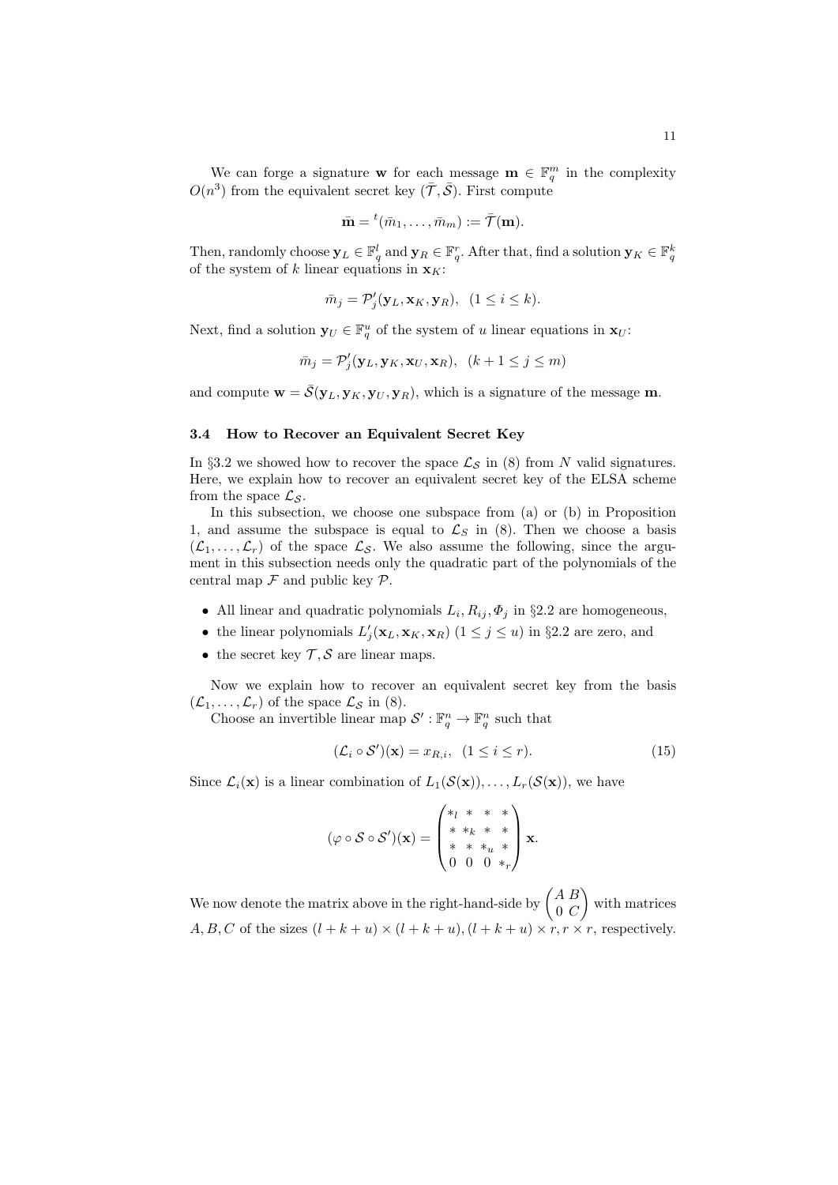We can forge a signature $\mathbf{w}$ for each message $\mathbf{m} \in \mathbb{F}_q^m$ in the complexity $O(n^3)$ from the equivalent secret key $(\bar{\mathcal{T}}, \bar{\mathcal{S}})$. First compute

$$\bar{\mathbf{m}} = {}^t(\bar{m}_1, \ldots, \bar{m}_m) := \bar{\mathcal{T}}(\mathbf{m}).$$

Then, randomly choose $\mathbf{y}_L \in \mathbb{F}_q^l$ and $\mathbf{y}_R \in \mathbb{F}_q^r$. After that, find a solution $\mathbf{y}_K \in \mathbb{F}_q^k$ of the system of $k$ linear equations in $\mathbf{x}_K$:

$$\bar{m}_j = \mathcal{P}'_j(\mathbf{y}_L, \mathbf{x}_K, \mathbf{y}_R), \ \ (1 \leq i \leq k).$$

Next, find a solution $\mathbf{y}_U \in \mathbb{F}_q^u$ of the system of $u$ linear equations in $\mathbf{x}_U$:

$$\bar{m}_j = \mathcal{P}'_j(\mathbf{y}_L, \mathbf{y}_K, \mathbf{x}_U, \mathbf{x}_R), \ \ (k+1 \leq j \leq m)$$

and compute $\mathbf{w} = \bar{\mathcal{S}}(\mathbf{y}_L, \mathbf{y}_K, \mathbf{y}_U, \mathbf{y}_R)$, which is a signature of the message $\mathbf{m}$.

### 3.4 How to Recover an Equivalent Secret Key

In §3.2 we showed how to recover the space $\mathcal{L}_\mathcal{S}$ in (8) from $N$ valid signatures. Here, we explain how to recover an equivalent secret key of the ELSA scheme from the space $\mathcal{L}_\mathcal{S}$.

In this subsection, we choose one subspace from (a) or (b) in Proposition 1, and assume the subspace is equal to $\mathcal{L}_S$ in (8). Then we choose a basis $(\mathcal{L}_1, \ldots, \mathcal{L}_r)$ of the space $\mathcal{L}_\mathcal{S}$. We also assume the following, since the argument in this subsection needs only the quadratic part of the polynomials of the central map $\mathcal{F}$ and public key $\mathcal{P}$.

- All linear and quadratic polynomials $L_i, R_{ij}, \Phi_j$ in §2.2 are homogeneous,
- the linear polynomials $L'_j(\mathbf{x}_L, \mathbf{x}_K, \mathbf{x}_R)$ $(1 \leq j \leq u)$ in §2.2 are zero, and
- the secret key $\mathcal{T}, \mathcal{S}$ are linear maps.

Now we explain how to recover an equivalent secret key from the basis $(\mathcal{L}_1, \ldots, \mathcal{L}_r)$ of the space $\mathcal{L}_\mathcal{S}$ in (8).

Choose an invertible linear map $\mathcal{S}' : \mathbb{F}_q^n \to \mathbb{F}_q^n$ such that

$$(\mathcal{L}_i \circ \mathcal{S}')(\mathbf{x}) = x_{R,i}, \ \ (1 \leq i \leq r). \tag{15}$$

Since $\mathcal{L}_i(\mathbf{x})$ is a linear combination of $L_1(\mathcal{S}(\mathbf{x})), \ldots, L_r(\mathcal{S}(\mathbf{x}))$, we have

$$(\varphi \circ \mathcal{S} \circ \mathcal{S}')(\mathbf{x}) = \begin{pmatrix} *_l & * & * & * \\ * & *_k & * & * \\ * & * & *_u & * \\ 0 & 0 & 0 & *_r \end{pmatrix} \mathbf{x}.$$

We now denote the matrix above in the right-hand-side by $\begin{pmatrix} A & B \\ 0 & C \end{pmatrix}$ with matrices $A, B, C$ of the sizes $(l+k+u) \times (l+k+u), (l+k+u) \times r, r \times r$, respectively.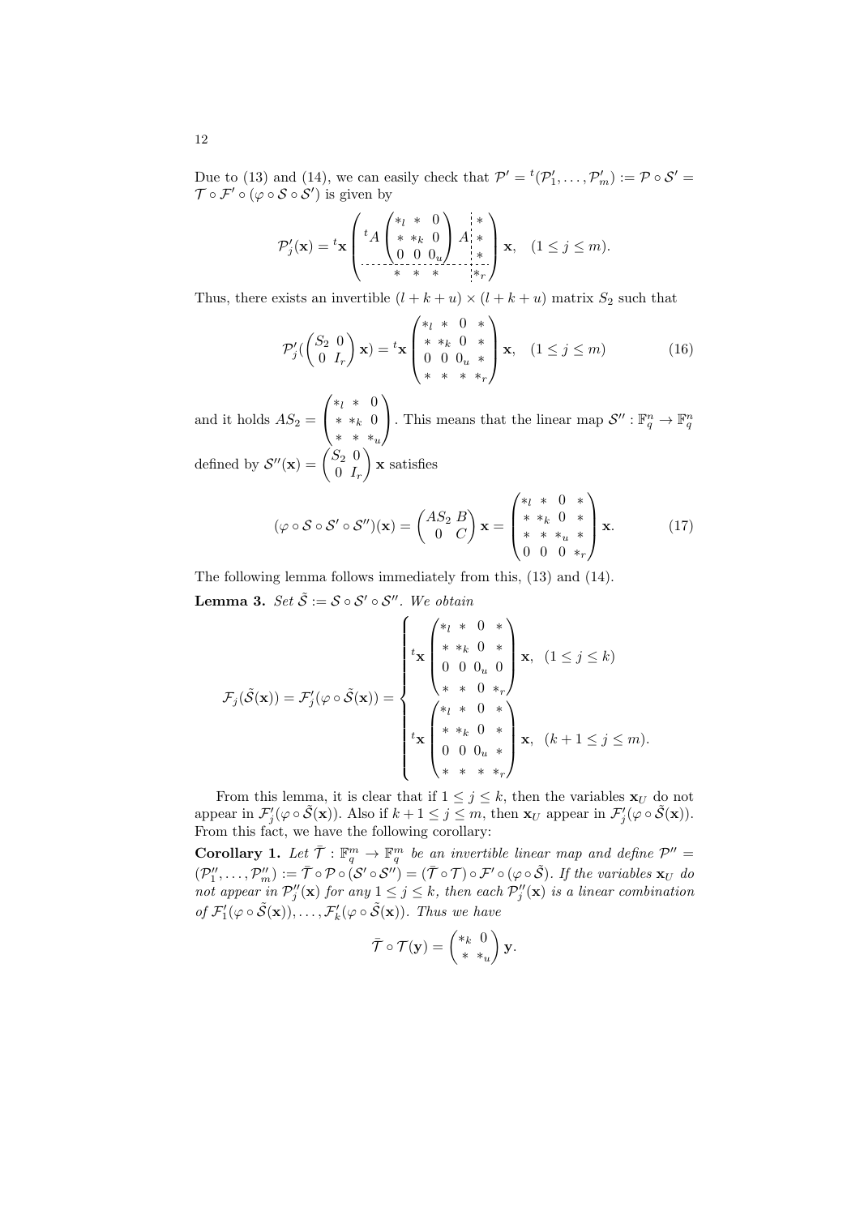Due to (13) and (14), we can easily check that $\mathcal{P}' = {}^t(\mathcal{P}'_1, \ldots, \mathcal{P}'_m) := \mathcal{P} \circ \mathcal{S}' = \mathcal{T} \circ \mathcal{F}' \circ (\varphi \circ \mathcal{S} \circ \mathcal{S}')$ is given by

$$\mathcal{P}'_j(\mathbf{x}) = {}^t\mathbf{x} \left( \begin{array}{c:c} {}^tA \begin{pmatrix} *_l & * & 0 \\ * & *_k & 0 \\ 0 & 0 & 0_u \end{pmatrix} A & \begin{matrix} * \\ * \\ * \end{matrix} \\ \hdashline \begin{matrix} * & * & * \end{matrix} & *_r \end{array} \right) \mathbf{x}, \quad (1 \le j \le m).$$

Thus, there exists an invertible $(l+k+u) \times (l+k+u)$ matrix $S_2$ such that

$$\mathcal{P}'_j(\begin{pmatrix} S_2 & 0 \\ 0 & I_r \end{pmatrix} \mathbf{x}) = {}^t\mathbf{x} \begin{pmatrix} *_l & * & 0 & * \\ * & *_k & 0 & * \\ 0 & 0 & 0_u & * \\ * & * & * & *_r \end{pmatrix} \mathbf{x}, \quad (1 \le j \le m) \tag{16}$$

and it holds $AS_2 = \begin{pmatrix} *_l & * & 0 \\ * & *_k & 0 \\ * & * & *_u \end{pmatrix}$. This means that the linear map $\mathcal{S}'' : \mathbb{F}_q^n \to \mathbb{F}_q^n$ defined by $\mathcal{S}''(\mathbf{x}) = \begin{pmatrix} S_2 & 0 \\ 0 & I_r \end{pmatrix} \mathbf{x}$ satisfies

$$(\varphi \circ \mathcal{S} \circ \mathcal{S}' \circ \mathcal{S}'')(\mathbf{x}) = \begin{pmatrix} AS_2 & B \\ 0 & C \end{pmatrix} \mathbf{x} = \begin{pmatrix} *_l & * & 0 & * \\ * & *_k & 0 & * \\ * & * & *_u & * \\ 0 & 0 & 0 & *_r \end{pmatrix} \mathbf{x}. \tag{17}$$

The following lemma follows immediately from this, (13) and (14).

**Lemma 3.** *Set $\tilde{\mathcal{S}} := \mathcal{S} \circ \mathcal{S}' \circ \mathcal{S}''$. We obtain*

$$\mathcal{F}_j(\tilde{\mathcal{S}}(\mathbf{x})) = \mathcal{F}'_j(\varphi \circ \tilde{\mathcal{S}}(\mathbf{x})) = \begin{cases} {}^t\mathbf{x} \begin{pmatrix} *_l & * & 0 & * \\ * & *_k & 0 & * \\ 0 & 0 & 0_u & 0 \\ * & * & 0 & *_r \end{pmatrix} \mathbf{x}, & (1 \le j \le k) \\ {}^t\mathbf{x} \begin{pmatrix} *_l & * & 0 & * \\ * & *_k & 0 & * \\ 0 & 0 & 0_u & * \\ * & * & * & *_r \end{pmatrix} \mathbf{x}, & (k+1 \le j \le m). \end{cases}$$

From this lemma, it is clear that if $1 \le j \le k$, then the variables $\mathbf{x}_U$ do not appear in $\mathcal{F}'_j(\varphi \circ \tilde{\mathcal{S}}(\mathbf{x}))$. Also if $k+1 \le j \le m$, then $\mathbf{x}_U$ appear in $\mathcal{F}'_j(\varphi \circ \tilde{\mathcal{S}}(\mathbf{x}))$. From this fact, we have the following corollary:

**Corollary 1.** *Let $\bar{\mathcal{T}} : \mathbb{F}_q^m \to \mathbb{F}_q^m$ be an invertible linear map and define $\mathcal{P}'' = (\mathcal{P}''_1, \ldots, \mathcal{P}''_m) := \bar{\mathcal{T}} \circ \mathcal{P} \circ (\mathcal{S}' \circ \mathcal{S}'') = (\bar{\mathcal{T}} \circ \mathcal{T}) \circ \mathcal{F}' \circ (\varphi \circ \tilde{\mathcal{S}})$. If the variables $\mathbf{x}_U$ do not appear in $\mathcal{P}''_j(\mathbf{x})$ for any $1 \le j \le k$, then each $\mathcal{P}''_j(\mathbf{x})$ is a linear combination of $\mathcal{F}'_1(\varphi \circ \tilde{\mathcal{S}}(\mathbf{x})), \ldots, \mathcal{F}'_k(\varphi \circ \tilde{\mathcal{S}}(\mathbf{x}))$. Thus we have*

$$\bar{\mathcal{T}} \circ \mathcal{T}(\mathbf{y}) = \begin{pmatrix} *_k & 0 \\ * & *_u \end{pmatrix} \mathbf{y}.$$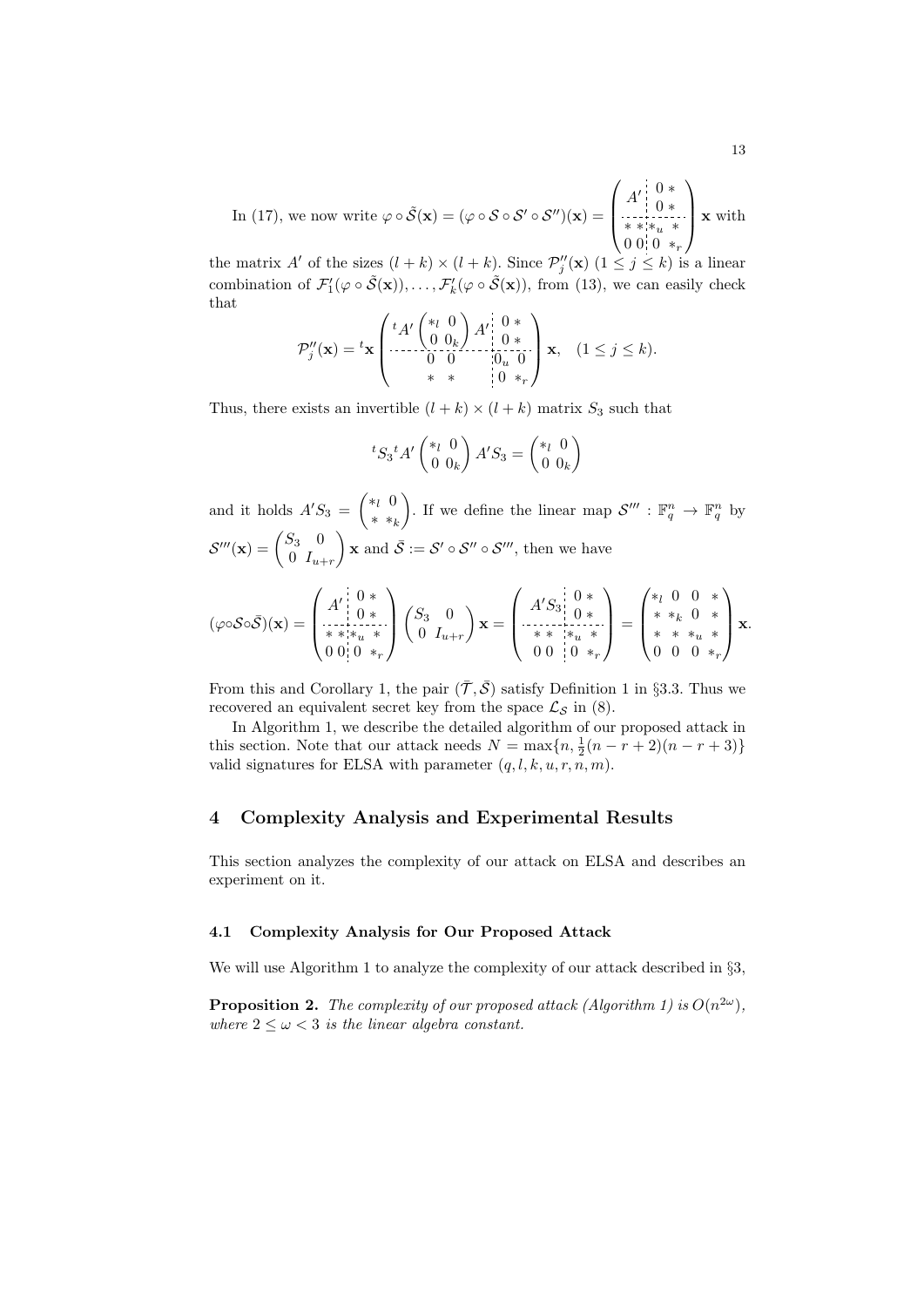In (17), we now write $\varphi \circ \tilde{\mathcal{S}}(\mathbf{x}) = (\varphi \circ \mathcal{S} \circ \mathcal{S}' \circ \mathcal{S}'')(\mathbf{x}) = \left(\begin{array}{cc:cc} \multicolumn{2}{c:}{\multirow{2}{*}{$A'$}} & 0 & * \\ & & 0 & * \\ \hdashline * & * & *_u & * \\ 0 & 0 & 0 & *_r \end{array}\right) \mathbf{x}$ with the matrix $A'$ of the sizes $(l+k) \times (l+k)$. Since $\mathcal{P}_j''(\mathbf{x})$ $(1 \leq j \leq k)$ is a linear combination of $\mathcal{F}_1'(\varphi \circ \tilde{\mathcal{S}}(\mathbf{x})), \ldots, \mathcal{F}_k'(\varphi \circ \tilde{\mathcal{S}}(\mathbf{x}))$, from (13), we can easily check that

$$
\mathcal{P}_j''(\mathbf{x}) = {}^t\mathbf{x} \left(\begin{array}{cc:cc} \multicolumn{2}{c:}{{}^tA' \begin{pmatrix} *_l & 0 \\ 0 & 0_k \end{pmatrix} A'} & 0 & * \\ & & 0 & * \\ \hdashline 0 & 0 & 0_u & 0 \\ * & * & 0 & *_r \end{array}\right) \mathbf{x}, \quad (1 \leq j \leq k).
$$

Thus, there exists an invertible $(l+k) \times (l+k)$ matrix $S_3$ such that

$$
{}^tS_3 {}^tA' \begin{pmatrix} *_l & 0 \\ 0 & 0_k \end{pmatrix} A' S_3 = \begin{pmatrix} *_l & 0 \\ 0 & 0_k \end{pmatrix}
$$

and it holds $A'S_3 = \begin{pmatrix} *_l & 0 \\ * & *_k \end{pmatrix}$. If we define the linear map $\mathcal{S}''' : \mathbb{F}_q^n \to \mathbb{F}_q^n$ by $\mathcal{S}'''(\mathbf{x}) = \begin{pmatrix} S_3 & 0 \\ 0 & I_{u+r} \end{pmatrix} \mathbf{x}$ and $\bar{\mathcal{S}} := \mathcal{S}' \circ \mathcal{S}'' \circ \mathcal{S}'''$, then we have

$$
(\varphi \circ \mathcal{S} \circ \bar{\mathcal{S}})(\mathbf{x}) = \left(\begin{array}{cc:cc} \multicolumn{2}{c:}{\multirow{2}{*}{$A'$}} & 0 & * \\ & & 0 & * \\ \hdashline * & * & *_u & * \\ 0 & 0 & 0 & *_r \end{array}\right) \begin{pmatrix} S_3 & 0 \\ 0 & I_{u+r} \end{pmatrix} \mathbf{x} = \left(\begin{array}{cc:cc} \multicolumn{2}{c:}{\multirow{2}{*}{$A'S_3$}} & 0 & * \\ & & 0 & * \\ \hdashline * & * & *_u & * \\ 0 & 0 & 0 & *_r \end{array}\right) = \begin{pmatrix} *_l & 0 & 0 & * \\ * & *_k & 0 & * \\ * & * & *_u & * \\ 0 & 0 & 0 & *_r \end{pmatrix} \mathbf{x}.
$$

From this and Corollary 1, the pair $(\bar{\mathcal{T}}, \bar{\mathcal{S}})$ satisfy Definition 1 in §3.3. Thus we recovered an equivalent secret key from the space $\mathcal{L}_{\mathcal{S}}$ in (8).

In Algorithm 1, we describe the detailed algorithm of our proposed attack in this section. Note that our attack needs $N = \max\{n, \frac{1}{2}(n-r+2)(n-r+3)\}$ valid signatures for ELSA with parameter $(q, l, k, u, r, n, m)$.

## 4 Complexity Analysis and Experimental Results

This section analyzes the complexity of our attack on ELSA and describes an experiment on it.

### 4.1 Complexity Analysis for Our Proposed Attack

We will use Algorithm 1 to analyze the complexity of our attack described in §3,

**Proposition 2.** *The complexity of our proposed attack (Algorithm 1) is $O(n^{2\omega})$, where $2 \leq \omega < 3$ is the linear algebra constant.*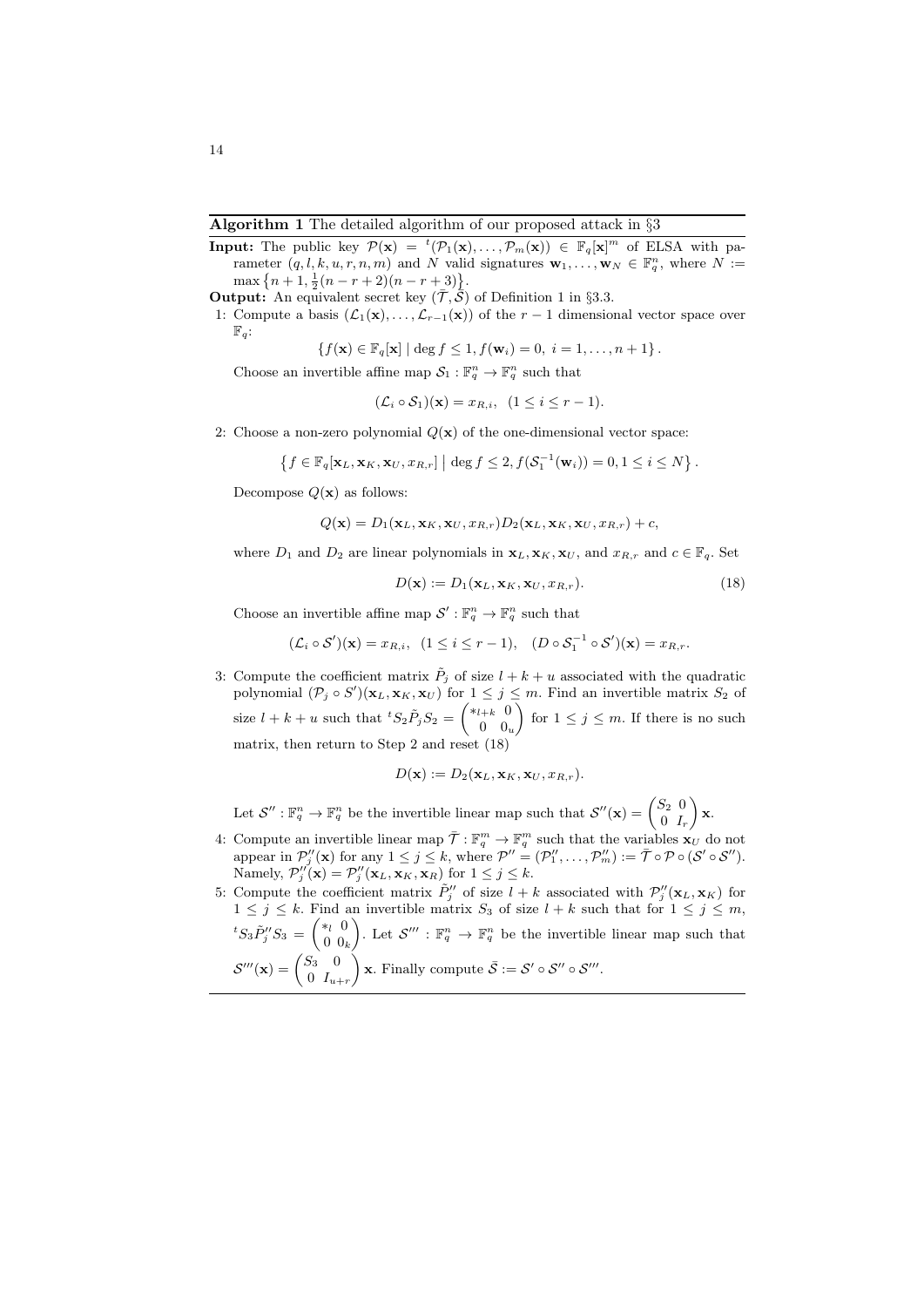**Algorithm 1** The detailed algorithm of our proposed attack in §3

**Input:** The public key $\mathcal{P}(\mathbf{x}) = {}^t(\mathcal{P}_1(\mathbf{x}), \ldots, \mathcal{P}_m(\mathbf{x})) \in \mathbb{F}_q[\mathbf{x}]^m$ of ELSA with parameter $(q, l, k, u, r, n, m)$ and $N$ valid signatures $\mathbf{w}_1, \ldots, \mathbf{w}_N \in \mathbb{F}_q^n$, where $N := \max\left\{n+1, \frac{1}{2}(n-r+2)(n-r+3)\right\}$.

**Output:** An equivalent secret key $(\bar{\mathcal{T}}, \bar{\mathcal{S}})$ of Definition 1 in §3.3.

1: Compute a basis $(\mathcal{L}_1(\mathbf{x}), \ldots, \mathcal{L}_{r-1}(\mathbf{x}))$ of the $r-1$ dimensional vector space over $\mathbb{F}_q$:

$$\{f(\mathbf{x}) \in \mathbb{F}_q[\mathbf{x}] \mid \deg f \leq 1, f(\mathbf{w}_i) = 0, \ i = 1, \ldots, n+1\}.$$

Choose an invertible affine map $\mathcal{S}_1 : \mathbb{F}_q^n \to \mathbb{F}_q^n$ such that

$$(\mathcal{L}_i \circ \mathcal{S}_1)(\mathbf{x}) = x_{R,i}, \quad (1 \leq i \leq r-1).$$

2: Choose a non-zero polynomial $Q(\mathbf{x})$ of the one-dimensional vector space:

$$\left\{f \in \mathbb{F}_q[\mathbf{x}_L, \mathbf{x}_K, \mathbf{x}_U, x_{R,r}] \mid \deg f \leq 2, f(\mathcal{S}_1^{-1}(\mathbf{w}_i)) = 0, 1 \leq i \leq N\right\}.$$

Decompose $Q(\mathbf{x})$ as follows:

$$Q(\mathbf{x}) = D_1(\mathbf{x}_L, \mathbf{x}_K, \mathbf{x}_U, x_{R,r}) D_2(\mathbf{x}_L, \mathbf{x}_K, \mathbf{x}_U, x_{R,r}) + c,$$

where $D_1$ and $D_2$ are linear polynomials in $\mathbf{x}_L$, $\mathbf{x}_K$, $\mathbf{x}_U$, and $x_{R,r}$ and $c \in \mathbb{F}_q$. Set

$$D(\mathbf{x}) := D_1(\mathbf{x}_L, \mathbf{x}_K, \mathbf{x}_U, x_{R,r}). \tag{18}$$

Choose an invertible affine map $\mathcal{S}' : \mathbb{F}_q^n \to \mathbb{F}_q^n$ such that

$$(\mathcal{L}_i \circ \mathcal{S}')(\mathbf{x}) = x_{R,i}, \quad (1 \leq i \leq r-1), \quad (D \circ \mathcal{S}_1^{-1} \circ \mathcal{S}')(\mathbf{x}) = x_{R,r}.$$

3: Compute the coefficient matrix $\tilde{P}_j$ of size $l+k+u$ associated with the quadratic polynomial $(\mathcal{P}_j \circ S')(\mathbf{x}_L, \mathbf{x}_K, \mathbf{x}_U)$ for $1 \leq j \leq m$. Find an invertible matrix $S_2$ of size $l+k+u$ such that ${}^tS_2 \tilde{P}_j S_2 = \begin{pmatrix} *_{l+k} & 0 \\ 0 & 0_u \end{pmatrix}$ for $1 \leq j \leq m$. If there is no such matrix, then return to Step 2 and reset (18)

$$D(\mathbf{x}) := D_2(\mathbf{x}_L, \mathbf{x}_K, \mathbf{x}_U, x_{R,r}).$$

Let $\mathcal{S}'' : \mathbb{F}_q^n \to \mathbb{F}_q^n$ be the invertible linear map such that $\mathcal{S}''(\mathbf{x}) = \begin{pmatrix} S_2 & 0 \\ 0 & I_r \end{pmatrix} \mathbf{x}$.

4: Compute an invertible linear map $\bar{\mathcal{T}} : \mathbb{F}_q^m \to \mathbb{F}_q^m$ such that the variables $\mathbf{x}_U$ do not appear in $\mathcal{P}_j''(\mathbf{x})$ for any $1 \leq j \leq k$, where $\mathcal{P}'' = (\mathcal{P}_1'', \ldots, \mathcal{P}_m'') := \bar{\mathcal{T}} \circ \mathcal{P} \circ (\mathcal{S}' \circ \mathcal{S}'')$. Namely, $\mathcal{P}_j''(\mathbf{x}) = \mathcal{P}_j''(\mathbf{x}_L, \mathbf{x}_K, \mathbf{x}_R)$ for $1 \leq j \leq k$.

5: Compute the coefficient matrix $\tilde{P}_j''$ of size $l+k$ associated with $\mathcal{P}_j''(\mathbf{x}_L, \mathbf{x}_K)$ for $1 \leq j \leq k$. Find an invertible matrix $S_3$ of size $l+k$ such that for $1 \leq j \leq m$, ${}^tS_3 \tilde{P}_j'' S_3 = \begin{pmatrix} *_l & 0 \\ 0 & 0_k \end{pmatrix}$. Let $\mathcal{S}''' : \mathbb{F}_q^n \to \mathbb{F}_q^n$ be the invertible linear map such that $\mathcal{S}'''(\mathbf{x}) = \begin{pmatrix} S_3 & 0 \\ 0 & I_{u+r} \end{pmatrix} \mathbf{x}$. Finally compute $\bar{\mathcal{S}} := \mathcal{S}' \circ \mathcal{S}'' \circ \mathcal{S}'''$.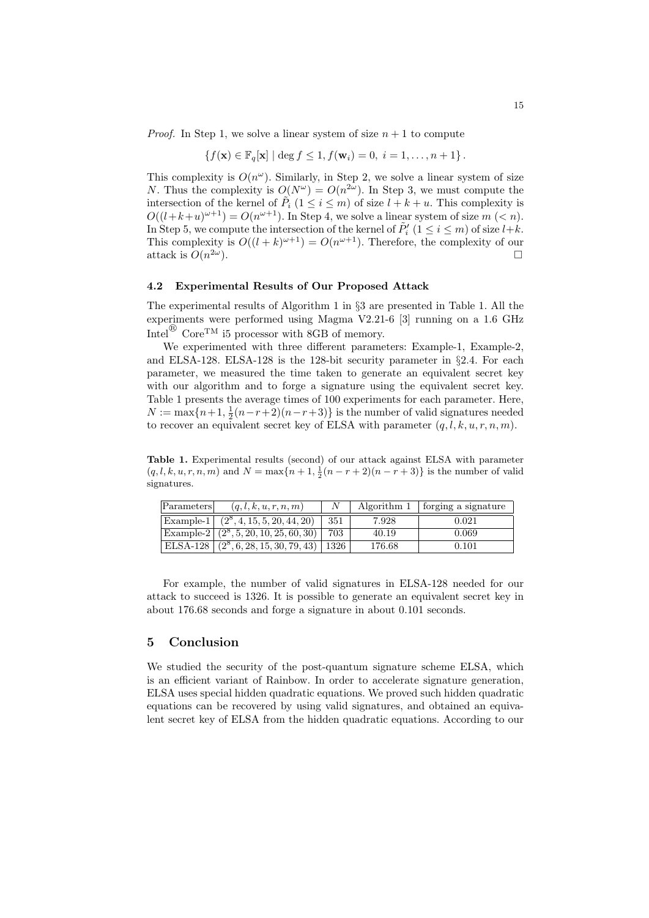*Proof.* In Step 1, we solve a linear system of size $n+1$ to compute

$$\{f(\mathbf{x}) \in \mathbb{F}_q[\mathbf{x}] \mid \deg f \le 1, f(\mathbf{w}_i) = 0,\ i = 1, \dots, n+1\}.$$

This complexity is $O(n^\omega)$. Similarly, in Step 2, we solve a linear system of size $N$. Thus the complexity is $O(N^\omega) = O(n^{2\omega})$. In Step 3, we must compute the intersection of the kernel of $\tilde{P}_i$ $(1 \le i \le m)$ of size $l+k+u$. This complexity is $O((l+k+u)^{\omega+1}) = O(n^{\omega+1})$. In Step 4, we solve a linear system of size $m$ $(< n)$. In Step 5, we compute the intersection of the kernel of $\tilde{P}'_i$ $(1 \le i \le m)$ of size $l+k$. This complexity is $O((l+k)^{\omega+1}) = O(n^{\omega+1})$. Therefore, the complexity of our attack is $O(n^{2\omega})$. □

### 4.2 Experimental Results of Our Proposed Attack

The experimental results of Algorithm 1 in §3 are presented in Table 1. All the experiments were performed using Magma V2.21-6 [3] running on a 1.6 GHz Intel® Core™ i5 processor with 8GB of memory.

We experimented with three different parameters: Example-1, Example-2, and ELSA-128. ELSA-128 is the 128-bit security parameter in §2.4. For each parameter, we measured the time taken to generate an equivalent secret key with our algorithm and to forge a signature using the equivalent secret key. Table 1 presents the average times of 100 experiments for each parameter. Here, $N := \max\{n+1, \frac{1}{2}(n-r+2)(n-r+3)\}$ is the number of valid signatures needed to recover an equivalent secret key of ELSA with parameter $(q, l, k, u, r, n, m)$.

**Table 1.** Experimental results (second) of our attack against ELSA with parameter $(q, l, k, u, r, n, m)$ and $N = \max\{n+1, \frac{1}{2}(n-r+2)(n-r+3)\}$ is the number of valid signatures.

| Parameters | $(q, l, k, u, r, n, m)$ | $N$ | Algorithm 1 | forging a signature |
|---|---|---|---|---|
| Example-1 | $(2^8, 4, 15, 5, 20, 44, 20)$ | 351 | 7.928 | 0.021 |
| Example-2 | $(2^8, 5, 20, 10, 25, 60, 30)$ | 703 | 40.19 | 0.069 |
| ELSA-128 | $(2^8, 6, 28, 15, 30, 79, 43)$ | 1326 | 176.68 | 0.101 |

For example, the number of valid signatures in ELSA-128 needed for our attack to succeed is 1326. It is possible to generate an equivalent secret key in about 176.68 seconds and forge a signature in about 0.101 seconds.

## 5 Conclusion

We studied the security of the post-quantum signature scheme ELSA, which is an efficient variant of Rainbow. In order to accelerate signature generation, ELSA uses special hidden quadratic equations. We proved such hidden quadratic equations can be recovered by using valid signatures, and obtained an equivalent secret key of ELSA from the hidden quadratic equations. According to our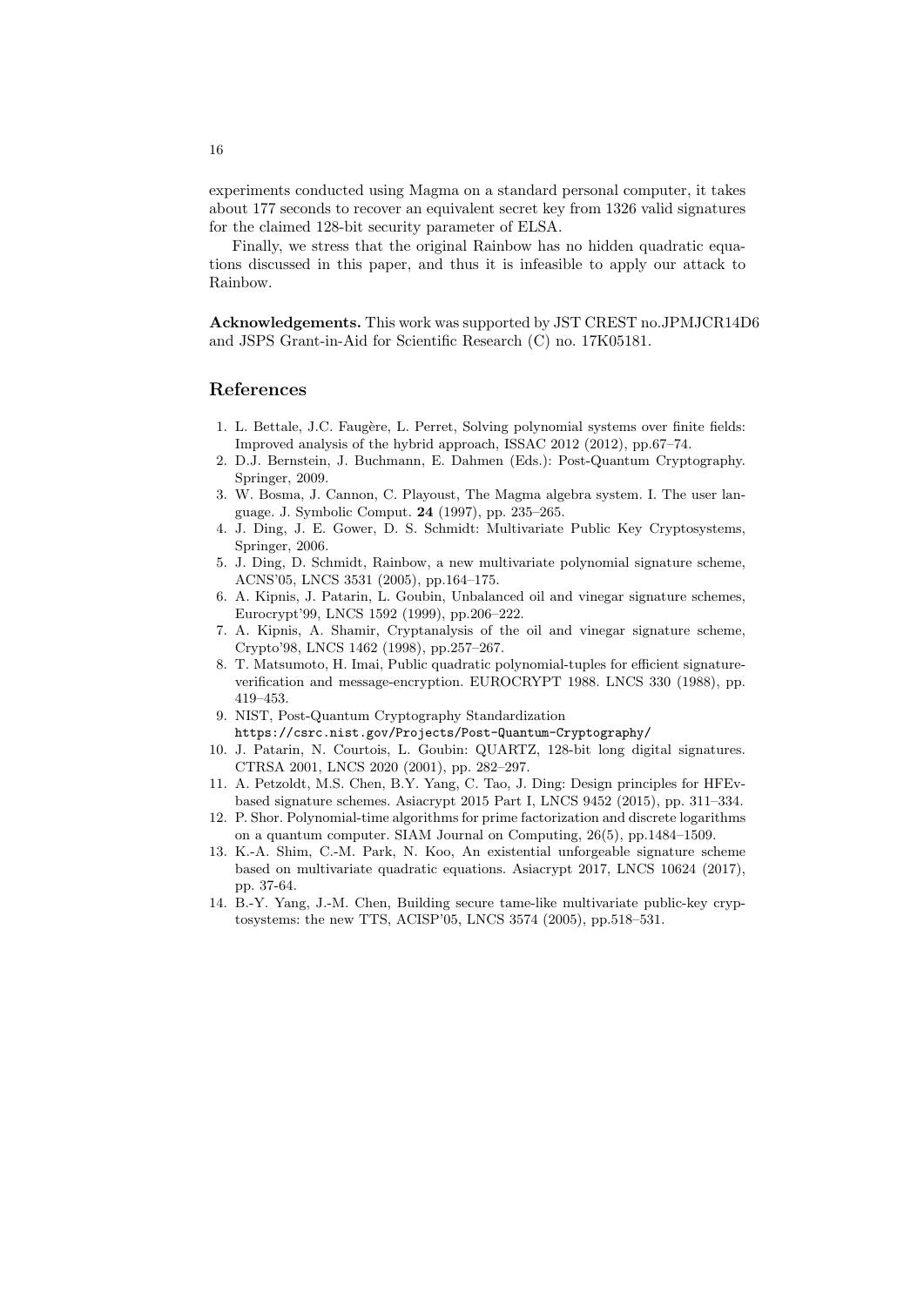experiments conducted using Magma on a standard personal computer, it takes about 177 seconds to recover an equivalent secret key from 1326 valid signatures for the claimed 128-bit security parameter of ELSA.

Finally, we stress that the original Rainbow has no hidden quadratic equations discussed in this paper, and thus it is infeasible to apply our attack to Rainbow.

**Acknowledgements.** This work was supported by JST CREST no.JPMJCR14D6 and JSPS Grant-in-Aid for Scientific Research (C) no. 17K05181.

## References

1. L. Bettale, J.C. Faugère, L. Perret, Solving polynomial systems over finite fields: Improved analysis of the hybrid approach, ISSAC 2012 (2012), pp.67–74.
2. D.J. Bernstein, J. Buchmann, E. Dahmen (Eds.): Post-Quantum Cryptography. Springer, 2009.
3. W. Bosma, J. Cannon, C. Playoust, The Magma algebra system. I. The user language. J. Symbolic Comput. **24** (1997), pp. 235–265.
4. J. Ding, J. E. Gower, D. S. Schmidt: Multivariate Public Key Cryptosystems, Springer, 2006.
5. J. Ding, D. Schmidt, Rainbow, a new multivariate polynomial signature scheme, ACNS'05, LNCS 3531 (2005), pp.164–175.
6. A. Kipnis, J. Patarin, L. Goubin, Unbalanced oil and vinegar signature schemes, Eurocrypt'99, LNCS 1592 (1999), pp.206–222.
7. A. Kipnis, A. Shamir, Cryptanalysis of the oil and vinegar signature scheme, Crypto'98, LNCS 1462 (1998), pp.257–267.
8. T. Matsumoto, H. Imai, Public quadratic polynomial-tuples for efficient signature-verification and message-encryption. EUROCRYPT 1988. LNCS 330 (1988), pp. 419–453.
9. NIST, Post-Quantum Cryptography Standardization `https://csrc.nist.gov/Projects/Post-Quantum-Cryptography/`
10. J. Patarin, N. Courtois, L. Goubin: QUARTZ, 128-bit long digital signatures. CTRSA 2001, LNCS 2020 (2001), pp. 282–297.
11. A. Petzoldt, M.S. Chen, B.Y. Yang, C. Tao, J. Ding: Design principles for HFEv-based signature schemes. Asiacrypt 2015 Part I, LNCS 9452 (2015), pp. 311–334.
12. P. Shor. Polynomial-time algorithms for prime factorization and discrete logarithms on a quantum computer. SIAM Journal on Computing, 26(5), pp.1484–1509.
13. K.-A. Shim, C.-M. Park, N. Koo, An existential unforgeable signature scheme based on multivariate quadratic equations. Asiacrypt 2017, LNCS 10624 (2017), pp. 37-64.
14. B.-Y. Yang, J.-M. Chen, Building secure tame-like multivariate public-key cryptosystems: the new TTS, ACISP'05, LNCS 3574 (2005), pp.518–531.